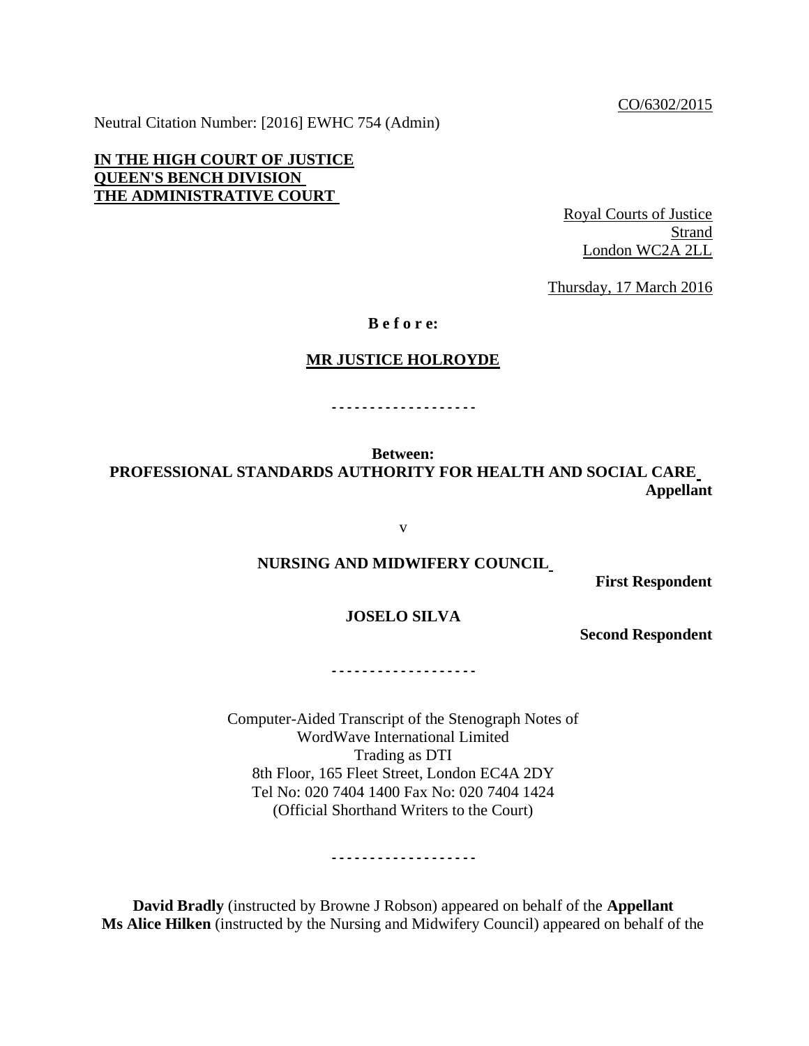CO/6302/2015

Neutral Citation Number: [2016] EWHC 754 (Admin)

**IN THE HIGH COURT OF JUSTICE**
**QUEEN'S BENCH DIVISION**
**THE ADMINISTRATIVE COURT**

Royal Courts of Justice
Strand
London WC2A 2LL

Thursday, 17 March 2016

**B e f o r e:**

**MR JUSTICE HOLROYDE**

- - - - - - - - - - - - - - - - - - -

**Between:**

**PROFESSIONAL STANDARDS AUTHORITY FOR HEALTH AND SOCIAL CARE**
**Appellant**

v

**NURSING AND MIDWIFERY COUNCIL**
**First Respondent**

**JOSELO SILVA**
**Second Respondent**

- - - - - - - - - - - - - - - - - - -

Computer-Aided Transcript of the Stenograph Notes of
WordWave International Limited
Trading as DTI
8th Floor, 165 Fleet Street, London EC4A 2DY
Tel No: 020 7404 1400 Fax No: 020 7404 1424
(Official Shorthand Writers to the Court)

- - - - - - - - - - - - - - - - - - -

**David Bradly** (instructed by Browne J Robson) appeared on behalf of the **Appellant**
**Ms Alice Hilken** (instructed by the Nursing and Midwifery Council) appeared on behalf of the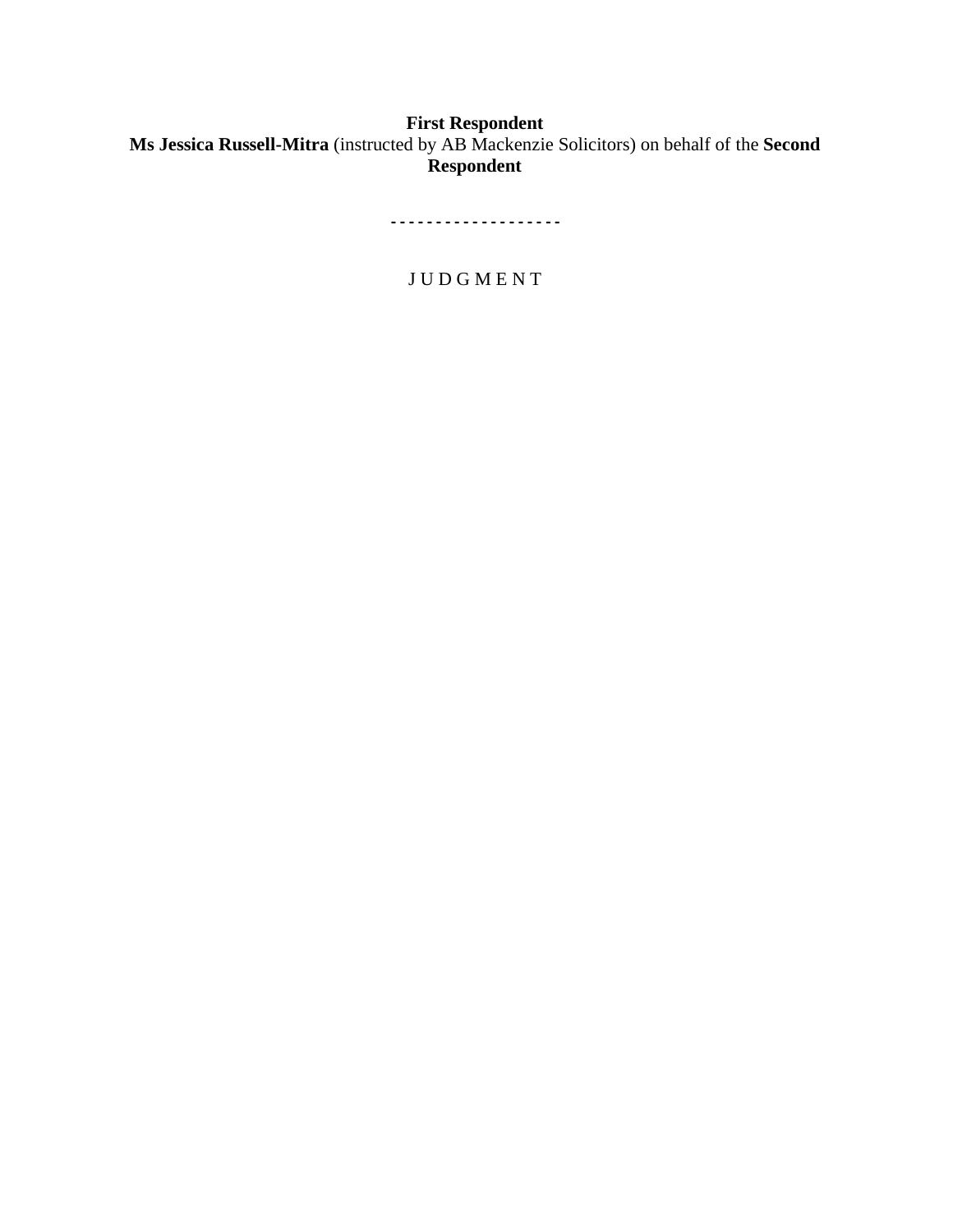**First Respondent**

**Ms Jessica Russell-Mitra** (instructed by AB Mackenzie Solicitors) on behalf of the **Second Respondent**

**- - - - - - - - - - - - - - - - - - -**

J U D G M E N T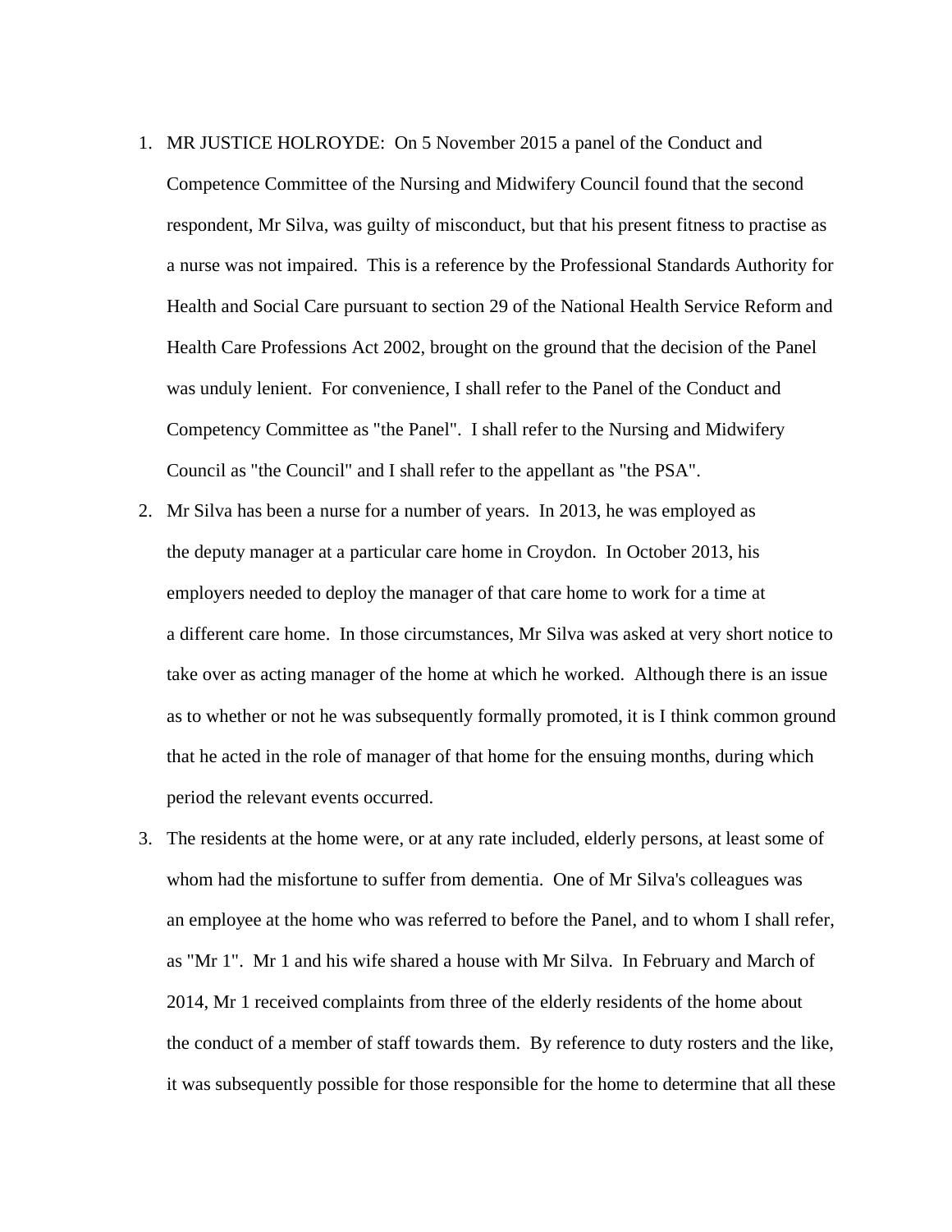1. MR JUSTICE HOLROYDE: On 5 November 2015 a panel of the Conduct and Competence Committee of the Nursing and Midwifery Council found that the second respondent, Mr Silva, was guilty of misconduct, but that his present fitness to practise as a nurse was not impaired. This is a reference by the Professional Standards Authority for Health and Social Care pursuant to section 29 of the National Health Service Reform and Health Care Professions Act 2002, brought on the ground that the decision of the Panel was unduly lenient. For convenience, I shall refer to the Panel of the Conduct and Competency Committee as "the Panel". I shall refer to the Nursing and Midwifery Council as "the Council" and I shall refer to the appellant as "the PSA".

2. Mr Silva has been a nurse for a number of years. In 2013, he was employed as the deputy manager at a particular care home in Croydon. In October 2013, his employers needed to deploy the manager of that care home to work for a time at a different care home. In those circumstances, Mr Silva was asked at very short notice to take over as acting manager of the home at which he worked. Although there is an issue as to whether or not he was subsequently formally promoted, it is I think common ground that he acted in the role of manager of that home for the ensuing months, during which period the relevant events occurred.

3. The residents at the home were, or at any rate included, elderly persons, at least some of whom had the misfortune to suffer from dementia. One of Mr Silva's colleagues was an employee at the home who was referred to before the Panel, and to whom I shall refer, as "Mr 1". Mr 1 and his wife shared a house with Mr Silva. In February and March of 2014, Mr 1 received complaints from three of the elderly residents of the home about the conduct of a member of staff towards them. By reference to duty rosters and the like, it was subsequently possible for those responsible for the home to determine that all these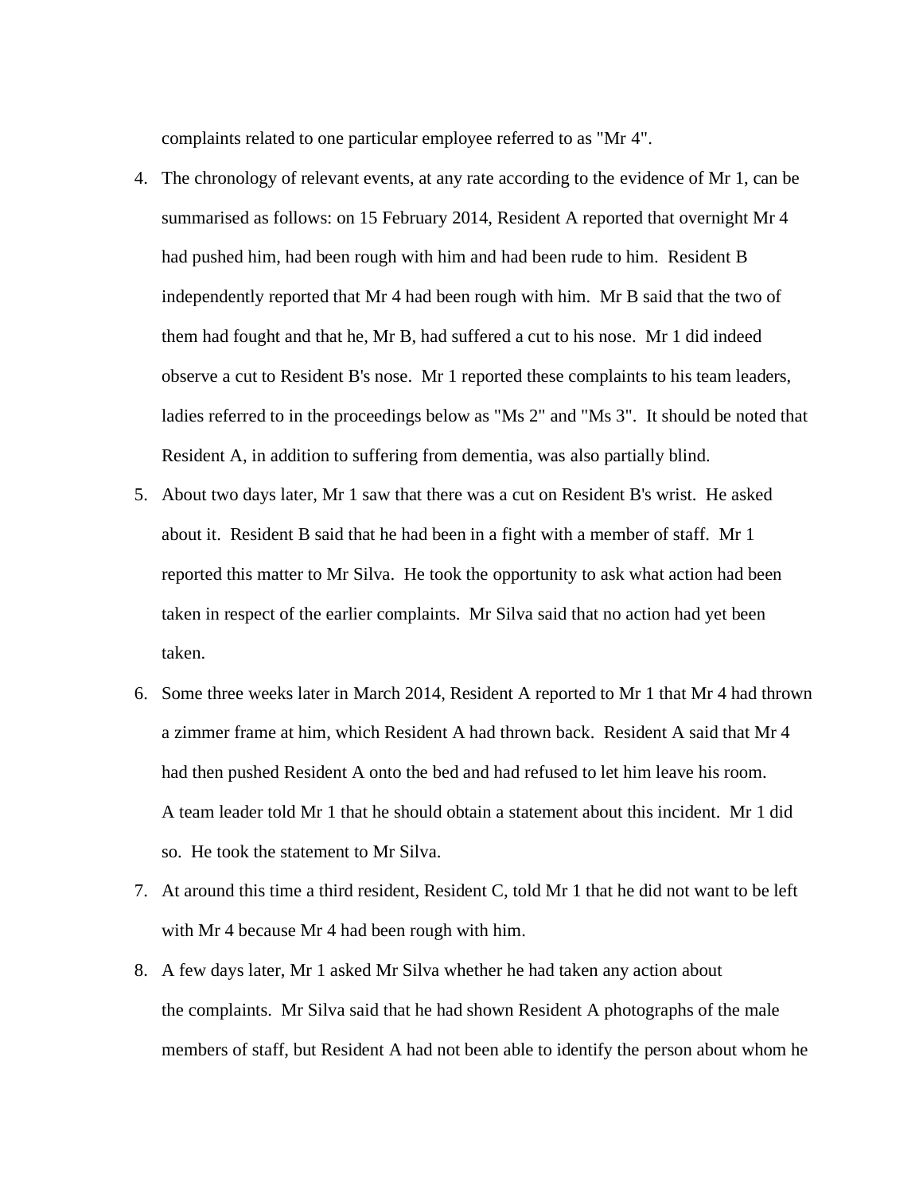complaints related to one particular employee referred to as "Mr 4".

4. The chronology of relevant events, at any rate according to the evidence of Mr 1, can be summarised as follows: on 15 February 2014, Resident A reported that overnight Mr 4 had pushed him, had been rough with him and had been rude to him. Resident B independently reported that Mr 4 had been rough with him. Mr B said that the two of them had fought and that he, Mr B, had suffered a cut to his nose. Mr 1 did indeed observe a cut to Resident B's nose. Mr 1 reported these complaints to his team leaders, ladies referred to in the proceedings below as "Ms 2" and "Ms 3". It should be noted that Resident A, in addition to suffering from dementia, was also partially blind.

5. About two days later, Mr 1 saw that there was a cut on Resident B's wrist. He asked about it. Resident B said that he had been in a fight with a member of staff. Mr 1 reported this matter to Mr Silva. He took the opportunity to ask what action had been taken in respect of the earlier complaints. Mr Silva said that no action had yet been taken.

6. Some three weeks later in March 2014, Resident A reported to Mr 1 that Mr 4 had thrown a zimmer frame at him, which Resident A had thrown back. Resident A said that Mr 4 had then pushed Resident A onto the bed and had refused to let him leave his room. A team leader told Mr 1 that he should obtain a statement about this incident. Mr 1 did so. He took the statement to Mr Silva.

7. At around this time a third resident, Resident C, told Mr 1 that he did not want to be left with Mr 4 because Mr 4 had been rough with him.

8. A few days later, Mr 1 asked Mr Silva whether he had taken any action about the complaints. Mr Silva said that he had shown Resident A photographs of the male members of staff, but Resident A had not been able to identify the person about whom he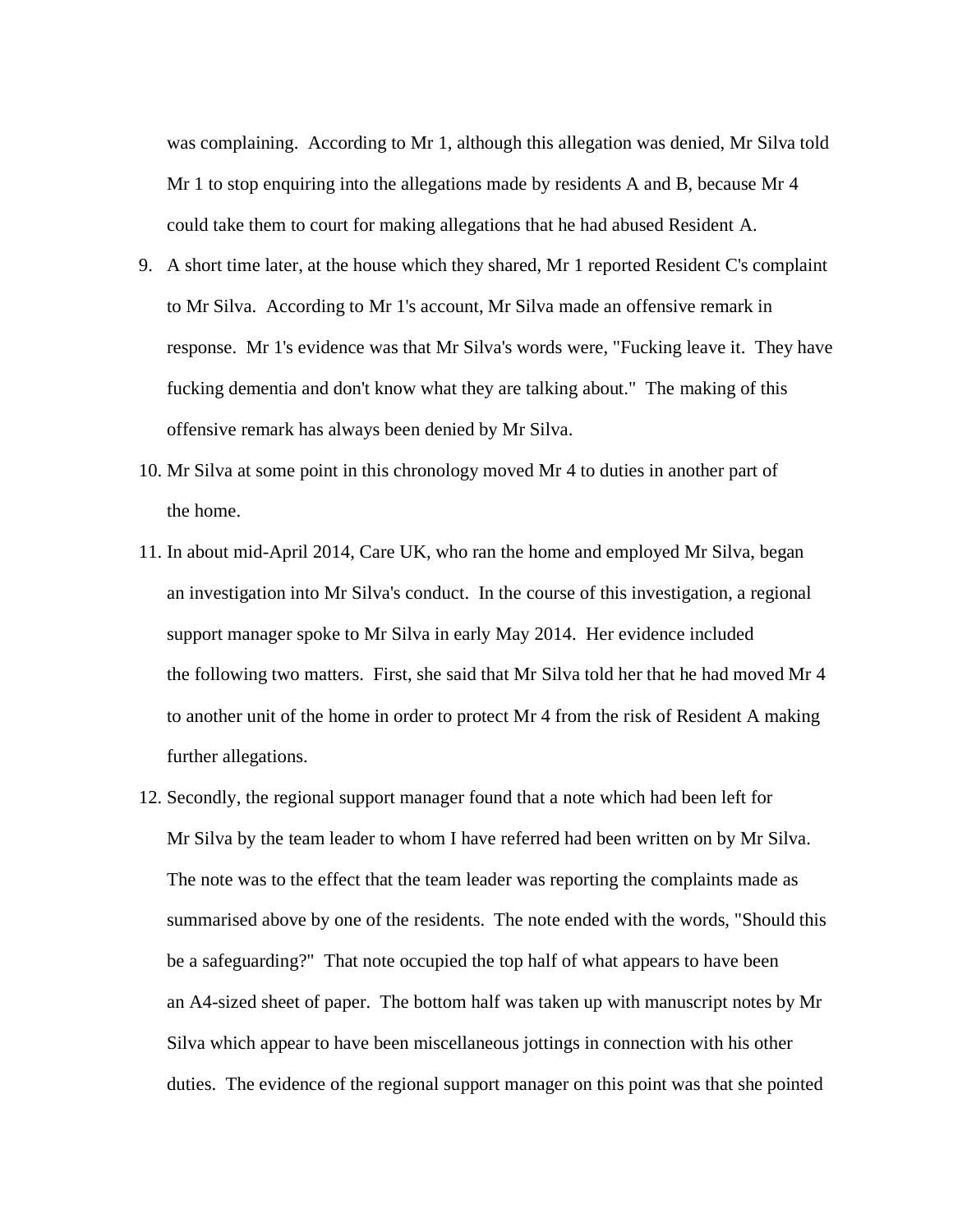was complaining. According to Mr 1, although this allegation was denied, Mr Silva told Mr 1 to stop enquiring into the allegations made by residents A and B, because Mr 4 could take them to court for making allegations that he had abused Resident A.

9. A short time later, at the house which they shared, Mr 1 reported Resident C's complaint to Mr Silva. According to Mr 1's account, Mr Silva made an offensive remark in response. Mr 1's evidence was that Mr Silva's words were, "Fucking leave it. They have fucking dementia and don't know what they are talking about." The making of this offensive remark has always been denied by Mr Silva.

10. Mr Silva at some point in this chronology moved Mr 4 to duties in another part of the home.

11. In about mid-April 2014, Care UK, who ran the home and employed Mr Silva, began an investigation into Mr Silva's conduct. In the course of this investigation, a regional support manager spoke to Mr Silva in early May 2014. Her evidence included the following two matters. First, she said that Mr Silva told her that he had moved Mr 4 to another unit of the home in order to protect Mr 4 from the risk of Resident A making further allegations.

12. Secondly, the regional support manager found that a note which had been left for Mr Silva by the team leader to whom I have referred had been written on by Mr Silva. The note was to the effect that the team leader was reporting the complaints made as summarised above by one of the residents. The note ended with the words, "Should this be a safeguarding?" That note occupied the top half of what appears to have been an A4-sized sheet of paper. The bottom half was taken up with manuscript notes by Mr Silva which appear to have been miscellaneous jottings in connection with his other duties. The evidence of the regional support manager on this point was that she pointed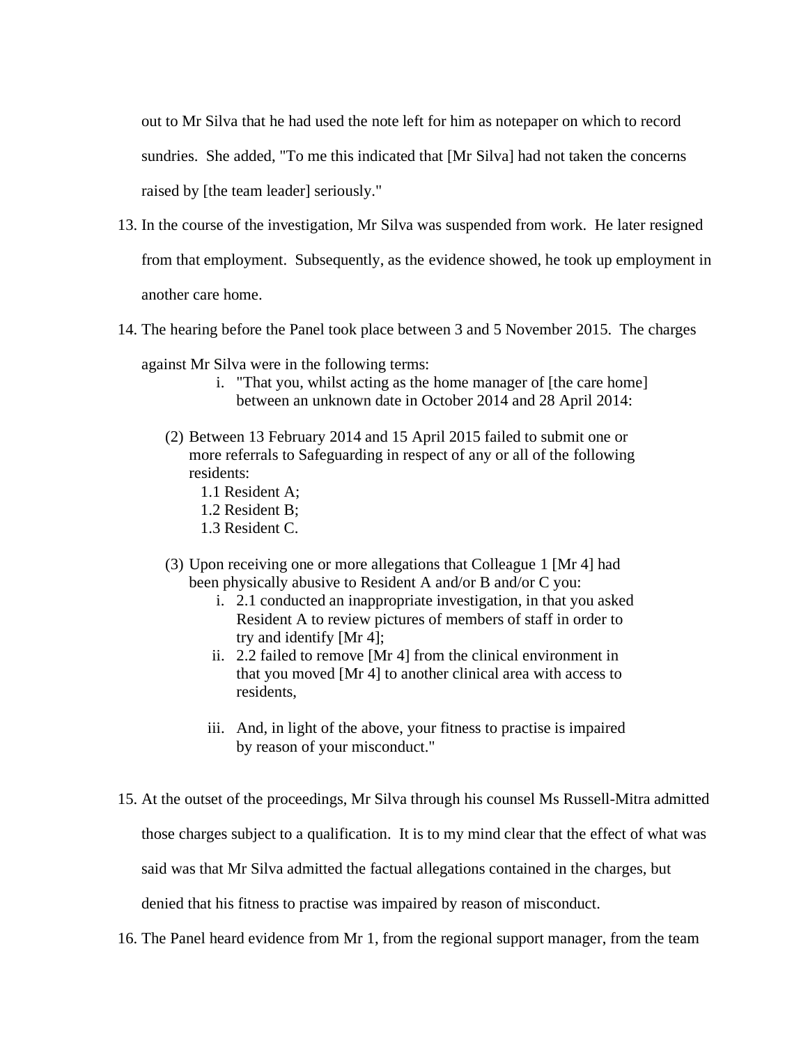out to Mr Silva that he had used the note left for him as notepaper on which to record sundries. She added, "To me this indicated that [Mr Silva] had not taken the concerns raised by [the team leader] seriously."

13. In the course of the investigation, Mr Silva was suspended from work. He later resigned from that employment. Subsequently, as the evidence showed, he took up employment in another care home.

14. The hearing before the Panel took place between 3 and 5 November 2015. The charges against Mr Silva were in the following terms:

    i. "That you, whilst acting as the home manager of [the care home] between an unknown date in October 2014 and 28 April 2014:

    (2) Between 13 February 2014 and 15 April 2015 failed to submit one or more referrals to Safeguarding in respect of any or all of the following residents:
        1.1 Resident A;
        1.2 Resident B;
        1.3 Resident C.

    (3) Upon receiving one or more allegations that Colleague 1 [Mr 4] had been physically abusive to Resident A and/or B and/or C you:
        i. 2.1 conducted an inappropriate investigation, in that you asked Resident A to review pictures of members of staff in order to try and identify [Mr 4];
        ii. 2.2 failed to remove [Mr 4] from the clinical environment in that you moved [Mr 4] to another clinical area with access to residents,
        iii. And, in light of the above, your fitness to practise is impaired by reason of your misconduct."

15. At the outset of the proceedings, Mr Silva through his counsel Ms Russell-Mitra admitted those charges subject to a qualification. It is to my mind clear that the effect of what was said was that Mr Silva admitted the factual allegations contained in the charges, but denied that his fitness to practise was impaired by reason of misconduct.

16. The Panel heard evidence from Mr 1, from the regional support manager, from the team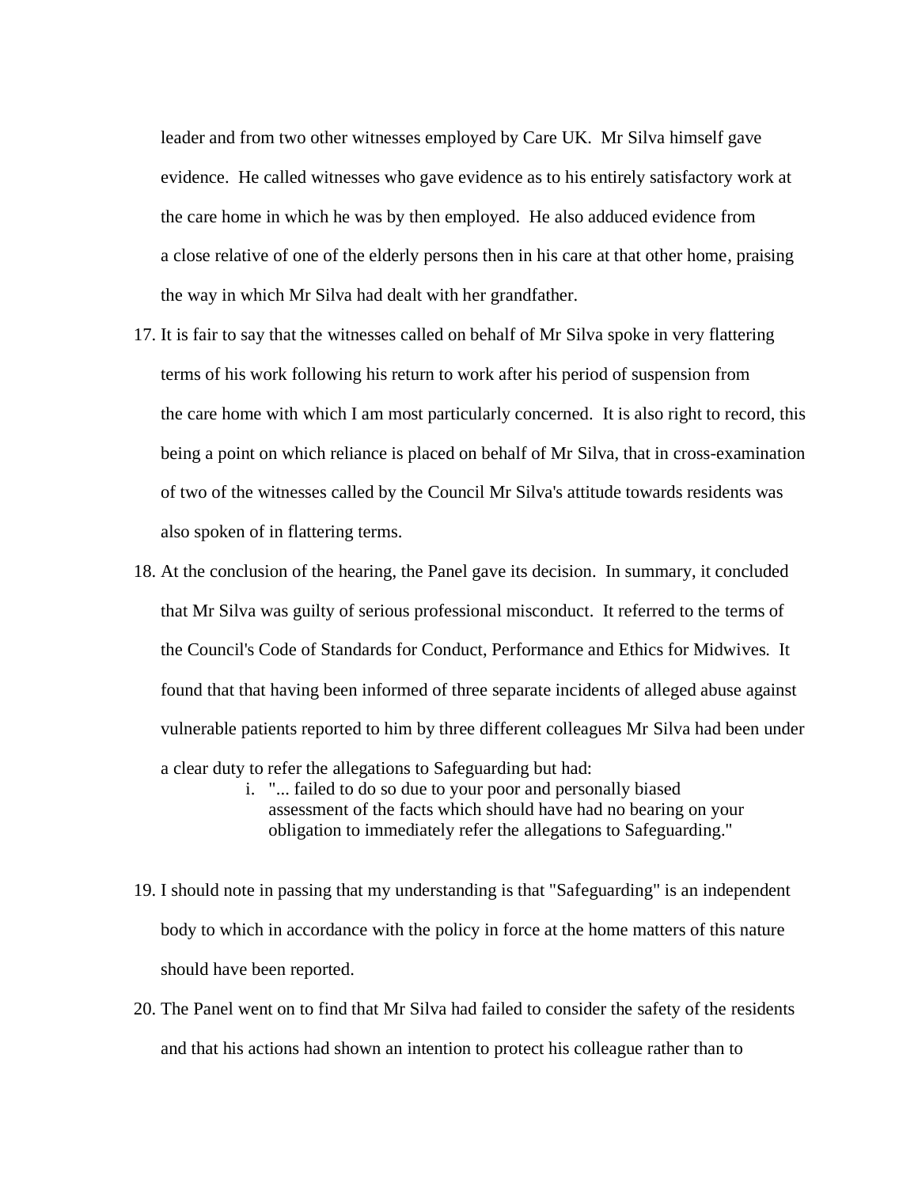leader and from two other witnesses employed by Care UK. Mr Silva himself gave evidence. He called witnesses who gave evidence as to his entirely satisfactory work at the care home in which he was by then employed. He also adduced evidence from a close relative of one of the elderly persons then in his care at that other home, praising the way in which Mr Silva had dealt with her grandfather.

17. It is fair to say that the witnesses called on behalf of Mr Silva spoke in very flattering terms of his work following his return to work after his period of suspension from the care home with which I am most particularly concerned. It is also right to record, this being a point on which reliance is placed on behalf of Mr Silva, that in cross-examination of two of the witnesses called by the Council Mr Silva's attitude towards residents was also spoken of in flattering terms.

18. At the conclusion of the hearing, the Panel gave its decision. In summary, it concluded that Mr Silva was guilty of serious professional misconduct. It referred to the terms of the Council's Code of Standards for Conduct, Performance and Ethics for Midwives. It found that that having been informed of three separate incidents of alleged abuse against vulnerable patients reported to him by three different colleagues Mr Silva had been under a clear duty to refer the allegations to Safeguarding but had:

    i. "... failed to do so due to your poor and personally biased assessment of the facts which should have had no bearing on your obligation to immediately refer the allegations to Safeguarding."

19. I should note in passing that my understanding is that "Safeguarding" is an independent body to which in accordance with the policy in force at the home matters of this nature should have been reported.

20. The Panel went on to find that Mr Silva had failed to consider the safety of the residents and that his actions had shown an intention to protect his colleague rather than to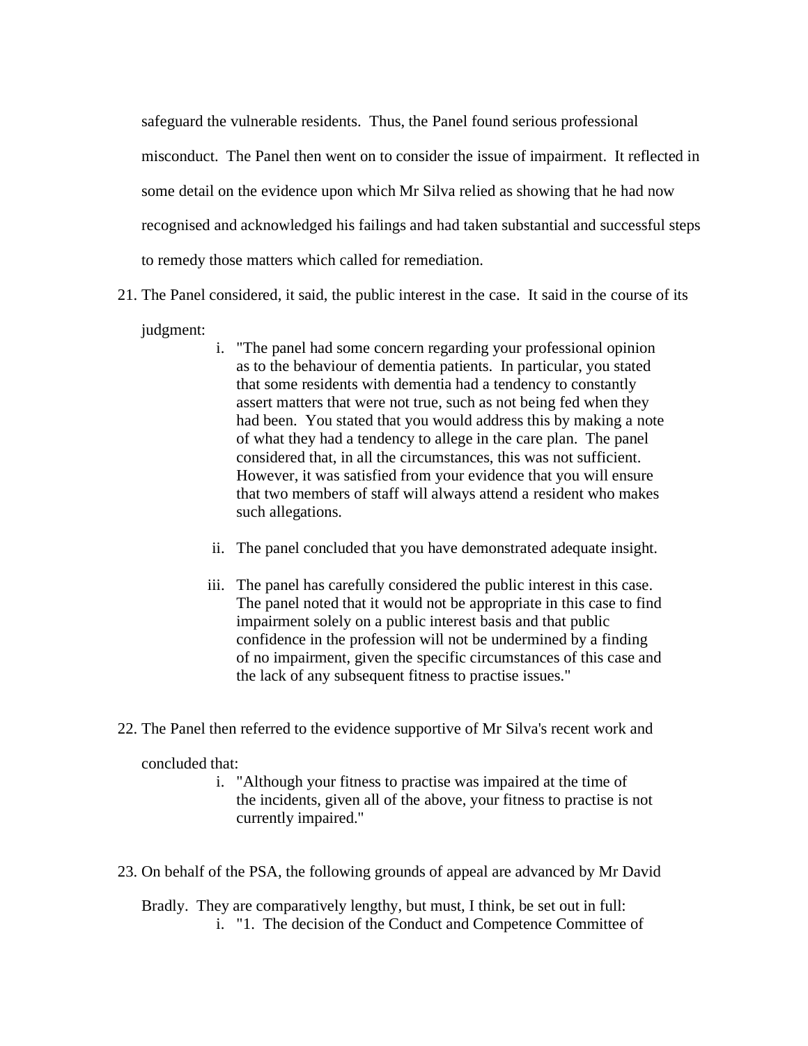safeguard the vulnerable residents. Thus, the Panel found serious professional misconduct. The Panel then went on to consider the issue of impairment. It reflected in some detail on the evidence upon which Mr Silva relied as showing that he had now recognised and acknowledged his failings and had taken substantial and successful steps to remedy those matters which called for remediation.

21. The Panel considered, it said, the public interest in the case. It said in the course of its judgment:

    i. "The panel had some concern regarding your professional opinion as to the behaviour of dementia patients. In particular, you stated that some residents with dementia had a tendency to constantly assert matters that were not true, such as not being fed when they had been. You stated that you would address this by making a note of what they had a tendency to allege in the care plan. The panel considered that, in all the circumstances, this was not sufficient. However, it was satisfied from your evidence that you will ensure that two members of staff will always attend a resident who makes such allegations.

    ii. The panel concluded that you have demonstrated adequate insight.

    iii. The panel has carefully considered the public interest in this case. The panel noted that it would not be appropriate in this case to find impairment solely on a public interest basis and that public confidence in the profession will not be undermined by a finding of no impairment, given the specific circumstances of this case and the lack of any subsequent fitness to practise issues."

22. The Panel then referred to the evidence supportive of Mr Silva's recent work and concluded that:

    i. "Although your fitness to practise was impaired at the time of the incidents, given all of the above, your fitness to practise is not currently impaired."

23. On behalf of the PSA, the following grounds of appeal are advanced by Mr David Bradly. They are comparatively lengthy, but must, I think, be set out in full:

    i. "1. The decision of the Conduct and Competence Committee of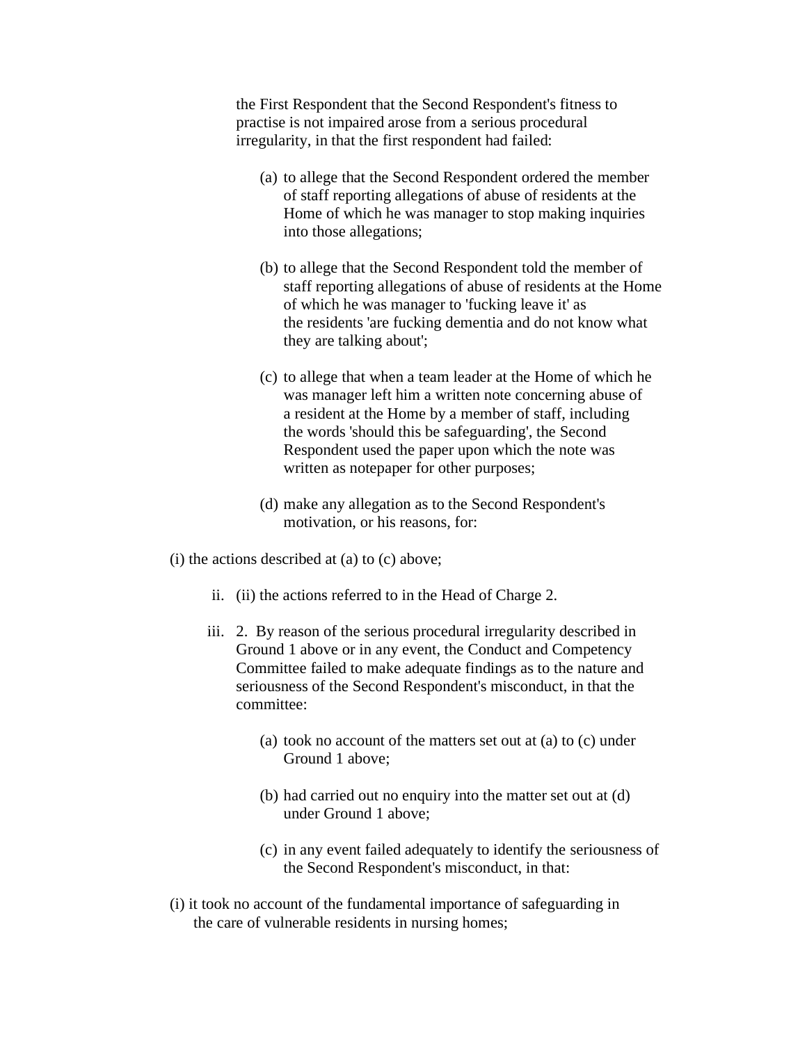the First Respondent that the Second Respondent's fitness to practise is not impaired arose from a serious procedural irregularity, in that the first respondent had failed:

(a) to allege that the Second Respondent ordered the member of staff reporting allegations of abuse of residents at the Home of which he was manager to stop making inquiries into those allegations;

(b) to allege that the Second Respondent told the member of staff reporting allegations of abuse of residents at the Home of which he was manager to 'fucking leave it' as the residents 'are fucking dementia and do not know what they are talking about';

(c) to allege that when a team leader at the Home of which he was manager left him a written note concerning abuse of a resident at the Home by a member of staff, including the words 'should this be safeguarding', the Second Respondent used the paper upon which the note was written as notepaper for other purposes;

(d) make any allegation as to the Second Respondent's motivation, or his reasons, for:

(i) the actions described at (a) to (c) above;

ii. (ii) the actions referred to in the Head of Charge 2.

iii. 2. By reason of the serious procedural irregularity described in Ground 1 above or in any event, the Conduct and Competency Committee failed to make adequate findings as to the nature and seriousness of the Second Respondent's misconduct, in that the committee:

(a) took no account of the matters set out at (a) to (c) under Ground 1 above;

(b) had carried out no enquiry into the matter set out at (d) under Ground 1 above;

(c) in any event failed adequately to identify the seriousness of the Second Respondent's misconduct, in that:

(i) it took no account of the fundamental importance of safeguarding in the care of vulnerable residents in nursing homes;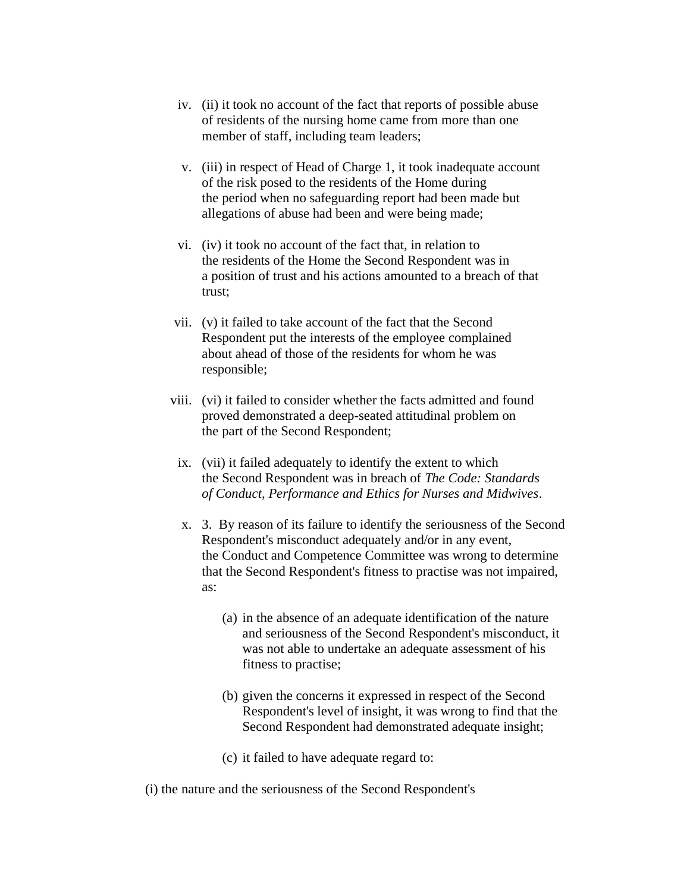iv. (ii) it took no account of the fact that reports of possible abuse of residents of the nursing home came from more than one member of staff, including team leaders;

v. (iii) in respect of Head of Charge 1, it took inadequate account of the risk posed to the residents of the Home during the period when no safeguarding report had been made but allegations of abuse had been and were being made;

vi. (iv) it took no account of the fact that, in relation to the residents of the Home the Second Respondent was in a position of trust and his actions amounted to a breach of that trust;

vii. (v) it failed to take account of the fact that the Second Respondent put the interests of the employee complained about ahead of those of the residents for whom he was responsible;

viii. (vi) it failed to consider whether the facts admitted and found proved demonstrated a deep-seated attitudinal problem on the part of the Second Respondent;

ix. (vii) it failed adequately to identify the extent to which the Second Respondent was in breach of *The Code: Standards of Conduct, Performance and Ethics for Nurses and Midwives*.

x. 3. By reason of its failure to identify the seriousness of the Second Respondent's misconduct adequately and/or in any event, the Conduct and Competence Committee was wrong to determine that the Second Respondent's fitness to practise was not impaired, as:

   (a) in the absence of an adequate identification of the nature and seriousness of the Second Respondent's misconduct, it was not able to undertake an adequate assessment of his fitness to practise;

   (b) given the concerns it expressed in respect of the Second Respondent's level of insight, it was wrong to find that the Second Respondent had demonstrated adequate insight;

   (c) it failed to have adequate regard to:

(i) the nature and the seriousness of the Second Respondent's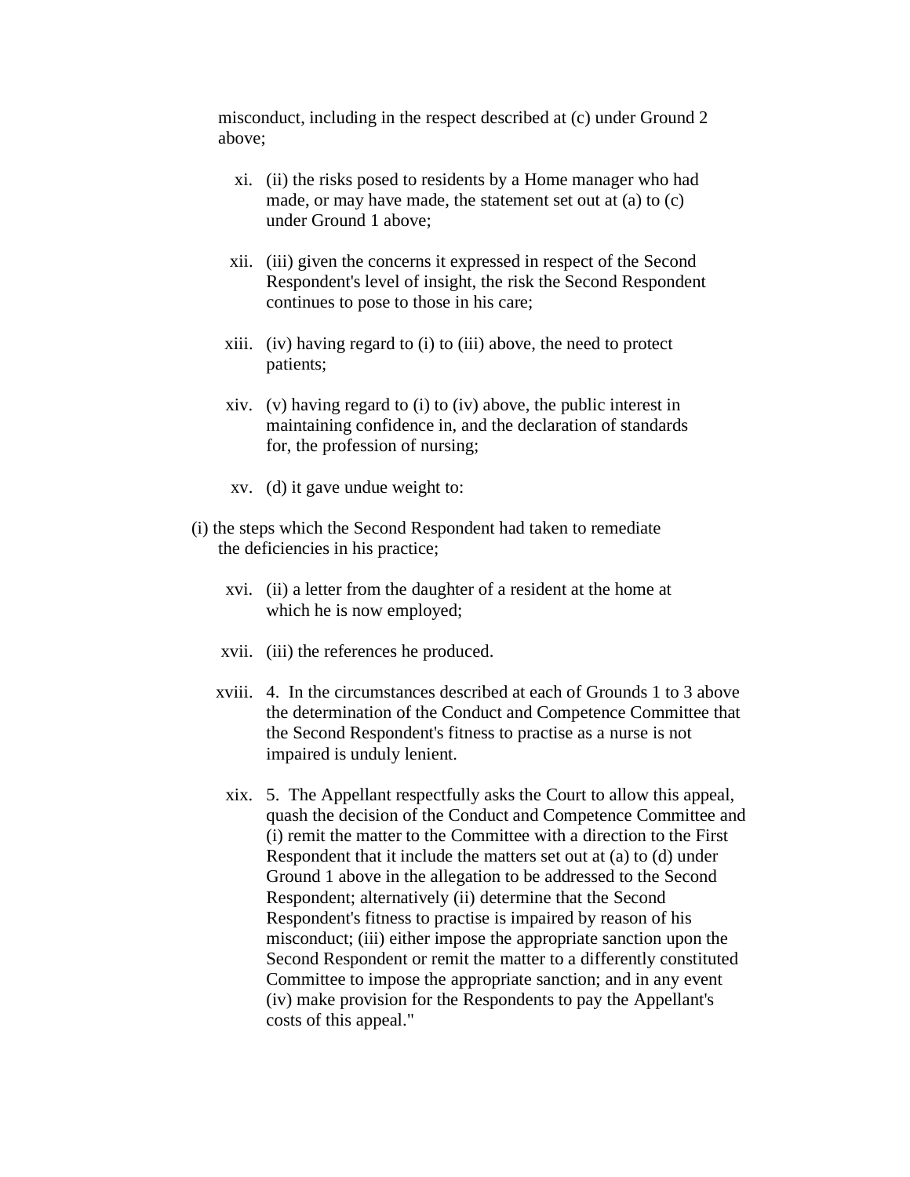misconduct, including in the respect described at (c) under Ground 2 above;

xi. (ii) the risks posed to residents by a Home manager who had made, or may have made, the statement set out at (a) to (c) under Ground 1 above;

xii. (iii) given the concerns it expressed in respect of the Second Respondent's level of insight, the risk the Second Respondent continues to pose to those in his care;

xiii. (iv) having regard to (i) to (iii) above, the need to protect patients;

xiv. (v) having regard to (i) to (iv) above, the public interest in maintaining confidence in, and the declaration of standards for, the profession of nursing;

xv. (d) it gave undue weight to:

(i) the steps which the Second Respondent had taken to remediate the deficiencies in his practice;

xvi. (ii) a letter from the daughter of a resident at the home at which he is now employed;

xvii. (iii) the references he produced.

xviii. 4. In the circumstances described at each of Grounds 1 to 3 above the determination of the Conduct and Competence Committee that the Second Respondent's fitness to practise as a nurse is not impaired is unduly lenient.

xix. 5. The Appellant respectfully asks the Court to allow this appeal, quash the decision of the Conduct and Competence Committee and (i) remit the matter to the Committee with a direction to the First Respondent that it include the matters set out at (a) to (d) under Ground 1 above in the allegation to be addressed to the Second Respondent; alternatively (ii) determine that the Second Respondent's fitness to practise is impaired by reason of his misconduct; (iii) either impose the appropriate sanction upon the Second Respondent or remit the matter to a differently constituted Committee to impose the appropriate sanction; and in any event (iv) make provision for the Respondents to pay the Appellant's costs of this appeal."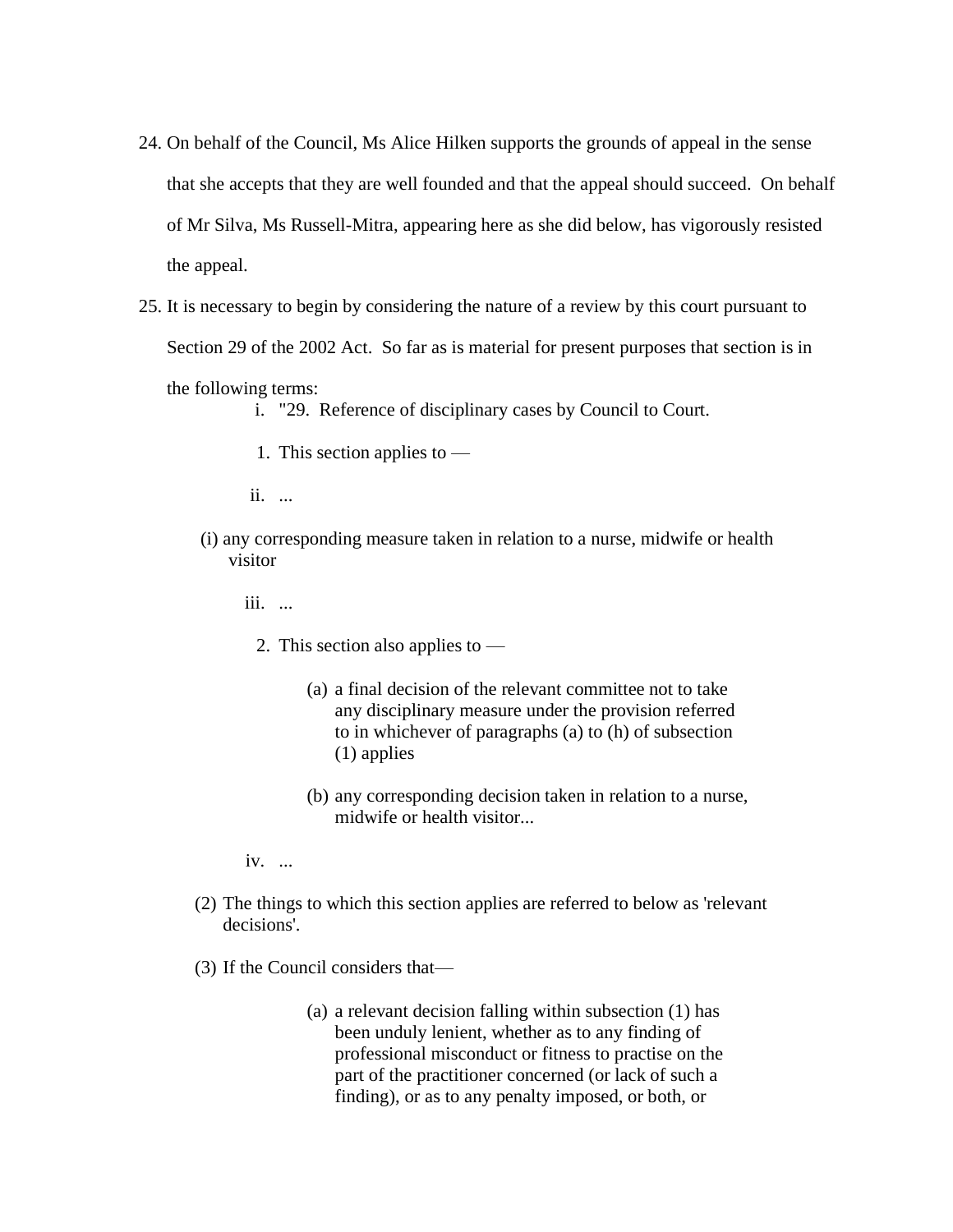24. On behalf of the Council, Ms Alice Hilken supports the grounds of appeal in the sense that she accepts that they are well founded and that the appeal should succeed. On behalf of Mr Silva, Ms Russell-Mitra, appearing here as she did below, has vigorously resisted the appeal.

25. It is necessary to begin by considering the nature of a review by this court pursuant to Section 29 of the 2002 Act. So far as is material for present purposes that section is in the following terms:

    i. "29. Reference of disciplinary cases by Council to Court.

    1. This section applies to —

    ii. ...

    (i) any corresponding measure taken in relation to a nurse, midwife or health visitor

    iii. ...

    2. This section also applies to —

        (a) a final decision of the relevant committee not to take any disciplinary measure under the provision referred to in whichever of paragraphs (a) to (h) of subsection (1) applies

        (b) any corresponding decision taken in relation to a nurse, midwife or health visitor...

    iv. ...

    (2) The things to which this section applies are referred to below as 'relevant decisions'.

    (3) If the Council considers that—

        (a) a relevant decision falling within subsection (1) has been unduly lenient, whether as to any finding of professional misconduct or fitness to practise on the part of the practitioner concerned (or lack of such a finding), or as to any penalty imposed, or both, or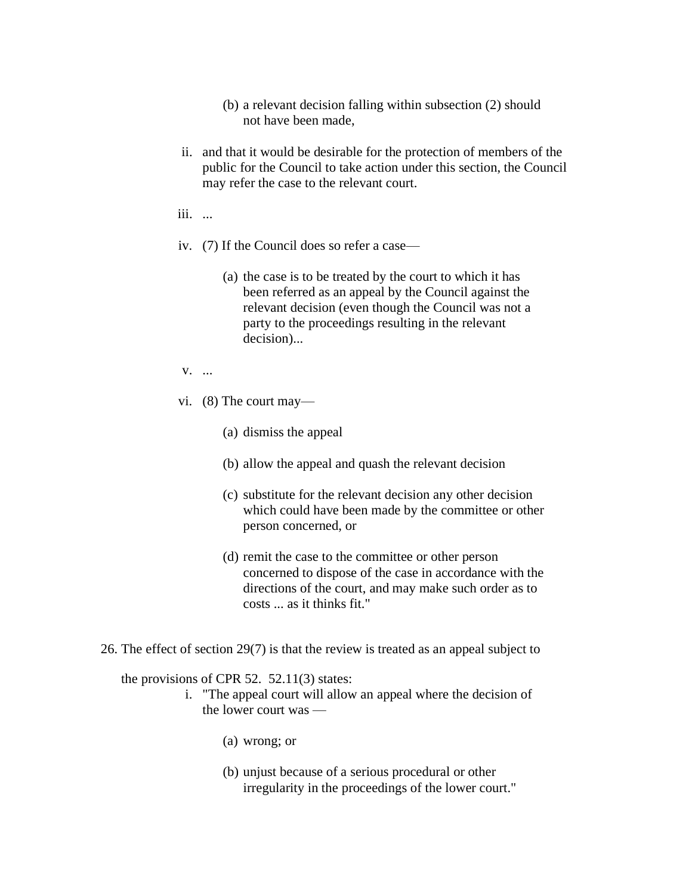(b) a relevant decision falling within subsection (2) should not have been made,

ii. and that it would be desirable for the protection of members of the public for the Council to take action under this section, the Council may refer the case to the relevant court.

iii. ...

iv. (7) If the Council does so refer a case—

(a) the case is to be treated by the court to which it has been referred as an appeal by the Council against the relevant decision (even though the Council was not a party to the proceedings resulting in the relevant decision)...

v. ...

vi. (8) The court may—

(a) dismiss the appeal

(b) allow the appeal and quash the relevant decision

(c) substitute for the relevant decision any other decision which could have been made by the committee or other person concerned, or

(d) remit the case to the committee or other person concerned to dispose of the case in accordance with the directions of the court, and may make such order as to costs ... as it thinks fit."

26. The effect of section 29(7) is that the review is treated as an appeal subject to the provisions of CPR 52. 52.11(3) states:

i. "The appeal court will allow an appeal where the decision of the lower court was —

(a) wrong; or

(b) unjust because of a serious procedural or other irregularity in the proceedings of the lower court."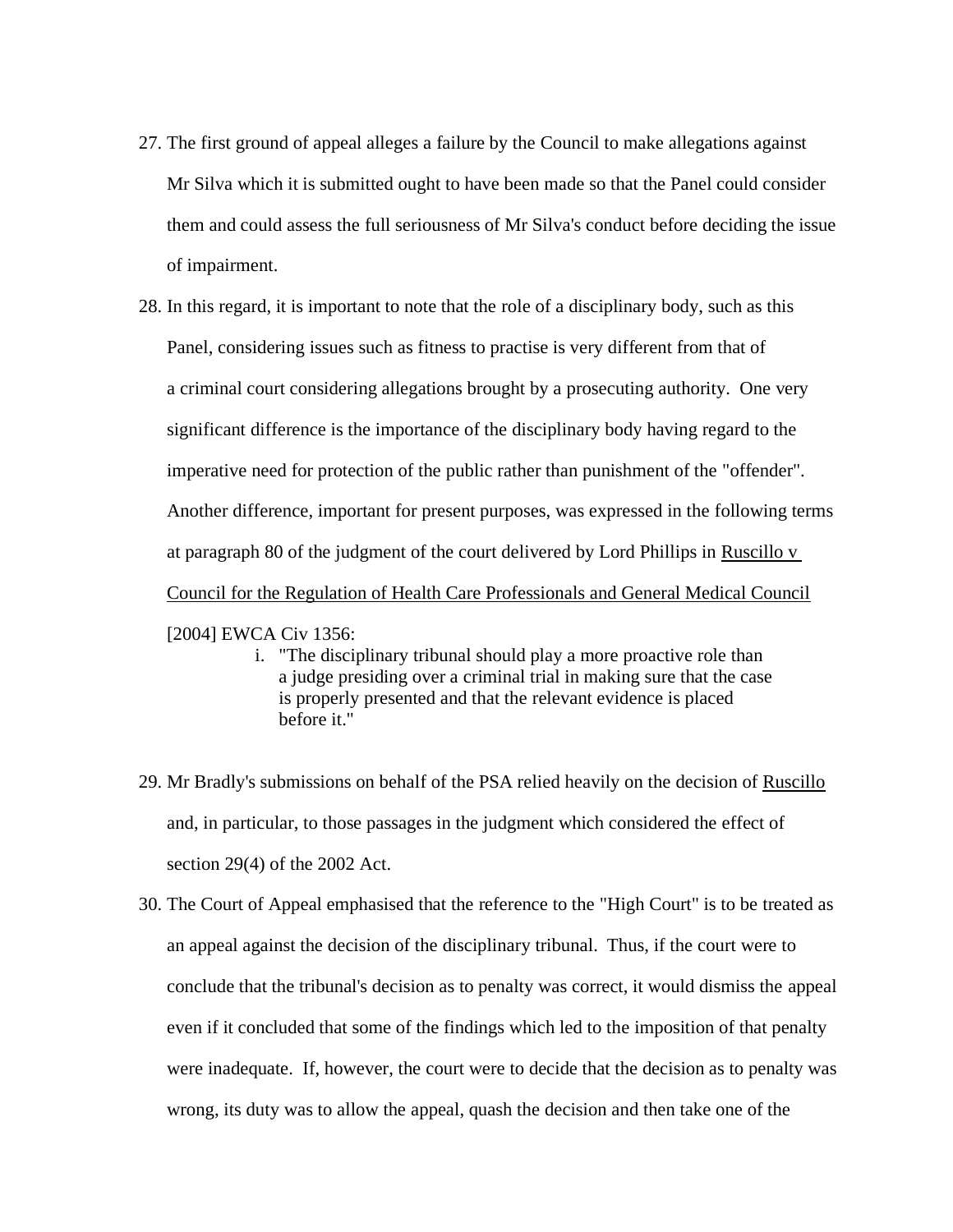27. The first ground of appeal alleges a failure by the Council to make allegations against Mr Silva which it is submitted ought to have been made so that the Panel could consider them and could assess the full seriousness of Mr Silva's conduct before deciding the issue of impairment.

28. In this regard, it is important to note that the role of a disciplinary body, such as this Panel, considering issues such as fitness to practise is very different from that of a criminal court considering allegations brought by a prosecuting authority. One very significant difference is the importance of the disciplinary body having regard to the imperative need for protection of the public rather than punishment of the "offender". Another difference, important for present purposes, was expressed in the following terms at paragraph 80 of the judgment of the court delivered by Lord Phillips in Ruscillo v Council for the Regulation of Health Care Professionals and General Medical Council [2004] EWCA Civ 1356:

    i. "The disciplinary tribunal should play a more proactive role than a judge presiding over a criminal trial in making sure that the case is properly presented and that the relevant evidence is placed before it."

29. Mr Bradly's submissions on behalf of the PSA relied heavily on the decision of Ruscillo and, in particular, to those passages in the judgment which considered the effect of section 29(4) of the 2002 Act.

30. The Court of Appeal emphasised that the reference to the "High Court" is to be treated as an appeal against the decision of the disciplinary tribunal. Thus, if the court were to conclude that the tribunal's decision as to penalty was correct, it would dismiss the appeal even if it concluded that some of the findings which led to the imposition of that penalty were inadequate. If, however, the court were to decide that the decision as to penalty was wrong, its duty was to allow the appeal, quash the decision and then take one of the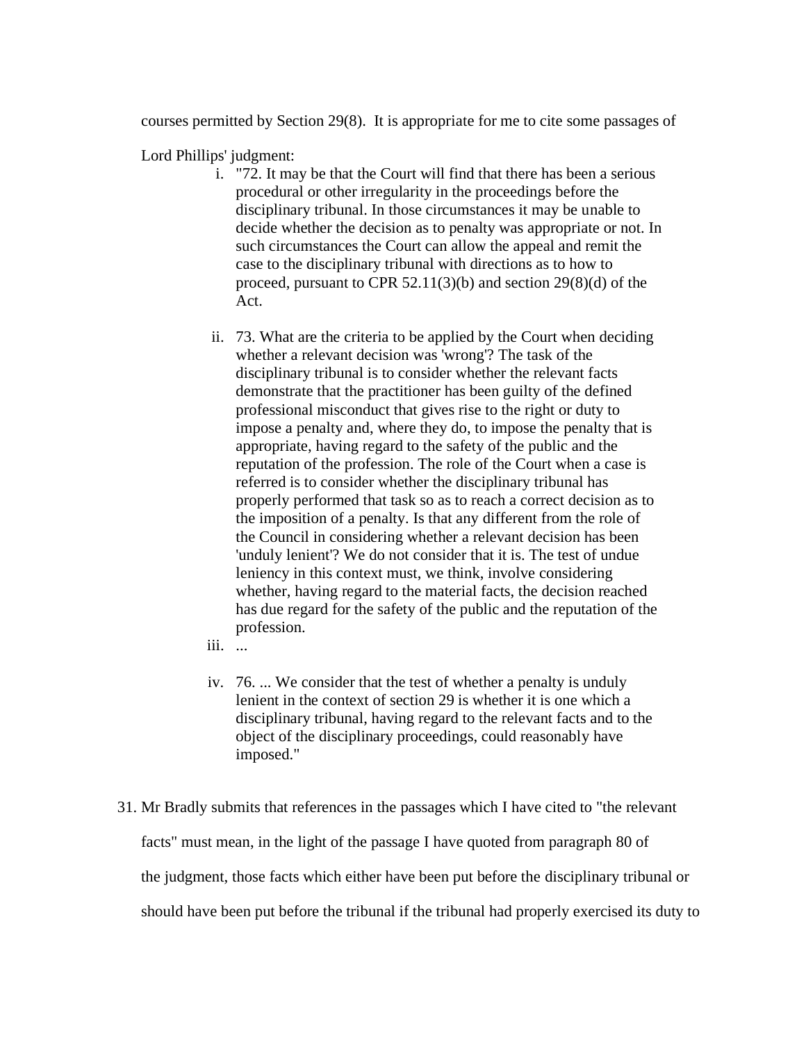courses permitted by Section 29(8). It is appropriate for me to cite some passages of Lord Phillips' judgment:

i. "72. It may be that the Court will find that there has been a serious procedural or other irregularity in the proceedings before the disciplinary tribunal. In those circumstances it may be unable to decide whether the decision as to penalty was appropriate or not. In such circumstances the Court can allow the appeal and remit the case to the disciplinary tribunal with directions as to how to proceed, pursuant to CPR 52.11(3)(b) and section 29(8)(d) of the Act.

ii. 73. What are the criteria to be applied by the Court when deciding whether a relevant decision was 'wrong'? The task of the disciplinary tribunal is to consider whether the relevant facts demonstrate that the practitioner has been guilty of the defined professional misconduct that gives rise to the right or duty to impose a penalty and, where they do, to impose the penalty that is appropriate, having regard to the safety of the public and the reputation of the profession. The role of the Court when a case is referred is to consider whether the disciplinary tribunal has properly performed that task so as to reach a correct decision as to the imposition of a penalty. Is that any different from the role of the Council in considering whether a relevant decision has been 'unduly lenient'? We do not consider that it is. The test of undue leniency in this context must, we think, involve considering whether, having regard to the material facts, the decision reached has due regard for the safety of the public and the reputation of the profession.

iii. ...

iv. 76. ... We consider that the test of whether a penalty is unduly lenient in the context of section 29 is whether it is one which a disciplinary tribunal, having regard to the relevant facts and to the object of the disciplinary proceedings, could reasonably have imposed."

31. Mr Bradly submits that references in the passages which I have cited to "the relevant facts" must mean, in the light of the passage I have quoted from paragraph 80 of the judgment, those facts which either have been put before the disciplinary tribunal or should have been put before the tribunal if the tribunal had properly exercised its duty to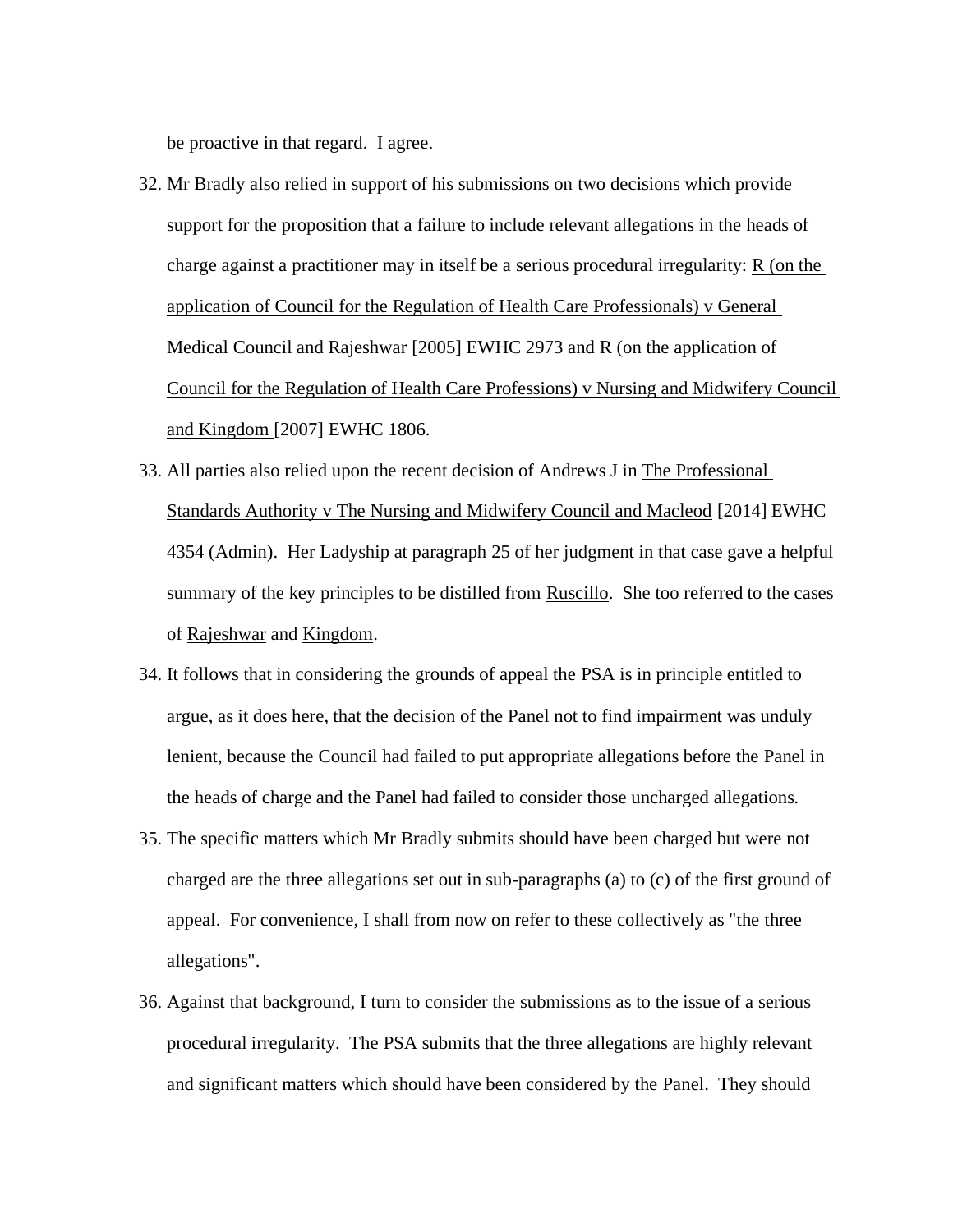be proactive in that regard. I agree.

32. Mr Bradly also relied in support of his submissions on two decisions which provide support for the proposition that a failure to include relevant allegations in the heads of charge against a practitioner may in itself be a serious procedural irregularity: R (on the application of Council for the Regulation of Health Care Professionals) v General Medical Council and Rajeshwar [2005] EWHC 2973 and R (on the application of Council for the Regulation of Health Care Professions) v Nursing and Midwifery Council and Kingdom [2007] EWHC 1806.

33. All parties also relied upon the recent decision of Andrews J in The Professional Standards Authority v The Nursing and Midwifery Council and Macleod [2014] EWHC 4354 (Admin). Her Ladyship at paragraph 25 of her judgment in that case gave a helpful summary of the key principles to be distilled from Ruscillo. She too referred to the cases of Rajeshwar and Kingdom.

34. It follows that in considering the grounds of appeal the PSA is in principle entitled to argue, as it does here, that the decision of the Panel not to find impairment was unduly lenient, because the Council had failed to put appropriate allegations before the Panel in the heads of charge and the Panel had failed to consider those uncharged allegations.

35. The specific matters which Mr Bradly submits should have been charged but were not charged are the three allegations set out in sub-paragraphs (a) to (c) of the first ground of appeal. For convenience, I shall from now on refer to these collectively as "the three allegations".

36. Against that background, I turn to consider the submissions as to the issue of a serious procedural irregularity. The PSA submits that the three allegations are highly relevant and significant matters which should have been considered by the Panel. They should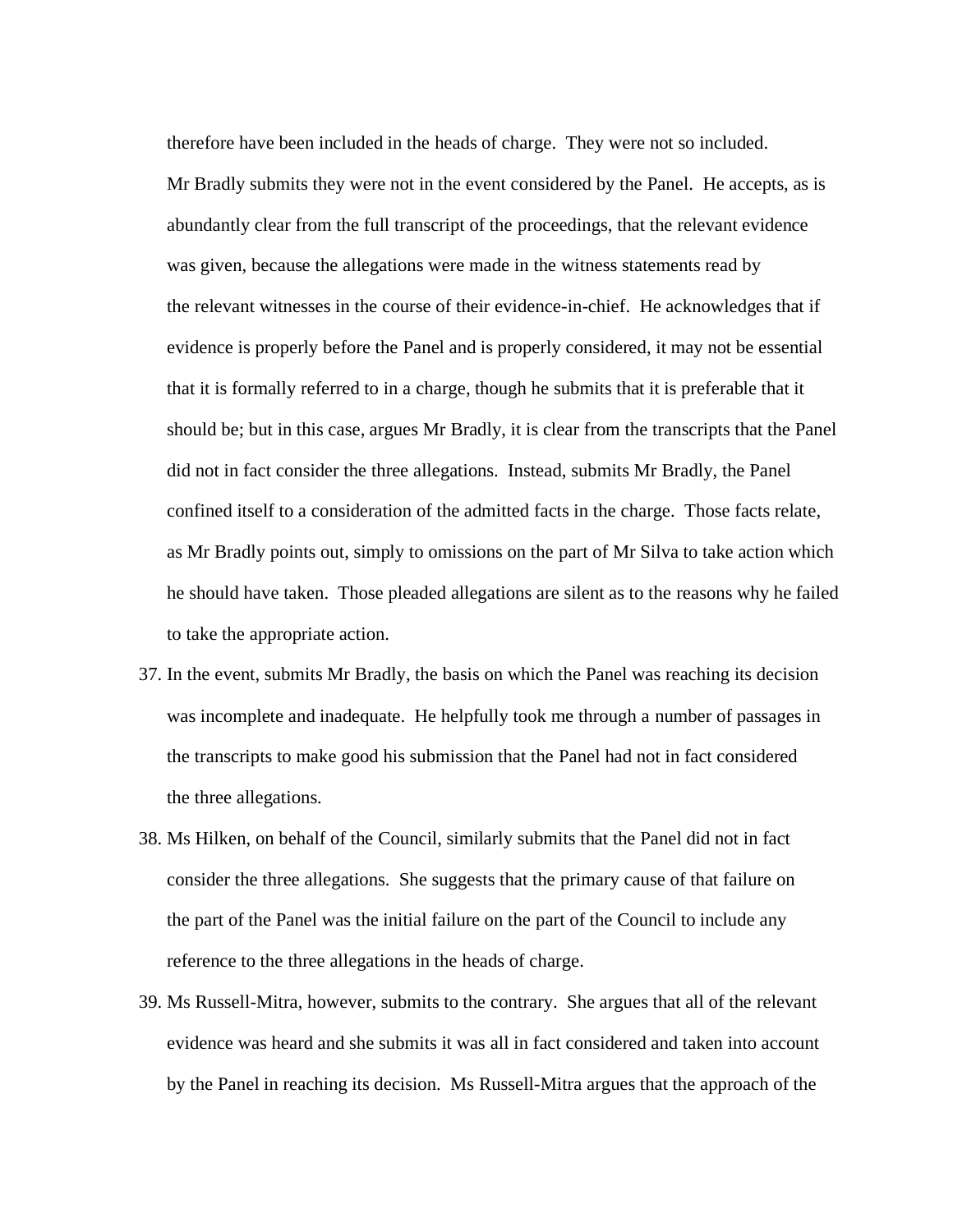therefore have been included in the heads of charge. They were not so included. Mr Bradly submits they were not in the event considered by the Panel. He accepts, as is abundantly clear from the full transcript of the proceedings, that the relevant evidence was given, because the allegations were made in the witness statements read by the relevant witnesses in the course of their evidence-in-chief. He acknowledges that if evidence is properly before the Panel and is properly considered, it may not be essential that it is formally referred to in a charge, though he submits that it is preferable that it should be; but in this case, argues Mr Bradly, it is clear from the transcripts that the Panel did not in fact consider the three allegations. Instead, submits Mr Bradly, the Panel confined itself to a consideration of the admitted facts in the charge. Those facts relate, as Mr Bradly points out, simply to omissions on the part of Mr Silva to take action which he should have taken. Those pleaded allegations are silent as to the reasons why he failed to take the appropriate action.

37. In the event, submits Mr Bradly, the basis on which the Panel was reaching its decision was incomplete and inadequate. He helpfully took me through a number of passages in the transcripts to make good his submission that the Panel had not in fact considered the three allegations.

38. Ms Hilken, on behalf of the Council, similarly submits that the Panel did not in fact consider the three allegations. She suggests that the primary cause of that failure on the part of the Panel was the initial failure on the part of the Council to include any reference to the three allegations in the heads of charge.

39. Ms Russell-Mitra, however, submits to the contrary. She argues that all of the relevant evidence was heard and she submits it was all in fact considered and taken into account by the Panel in reaching its decision. Ms Russell-Mitra argues that the approach of the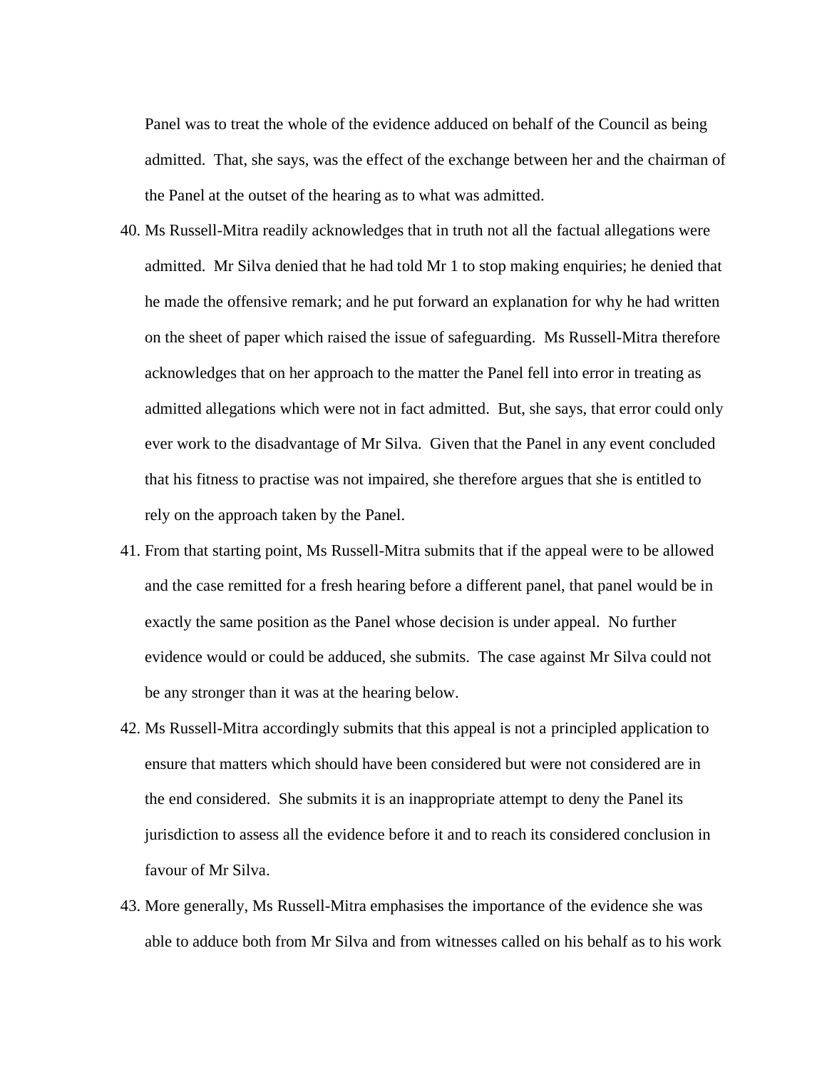Panel was to treat the whole of the evidence adduced on behalf of the Council as being admitted. That, she says, was the effect of the exchange between her and the chairman of the Panel at the outset of the hearing as to what was admitted.

40. Ms Russell-Mitra readily acknowledges that in truth not all the factual allegations were admitted. Mr Silva denied that he had told Mr 1 to stop making enquiries; he denied that he made the offensive remark; and he put forward an explanation for why he had written on the sheet of paper which raised the issue of safeguarding. Ms Russell-Mitra therefore acknowledges that on her approach to the matter the Panel fell into error in treating as admitted allegations which were not in fact admitted. But, she says, that error could only ever work to the disadvantage of Mr Silva. Given that the Panel in any event concluded that his fitness to practise was not impaired, she therefore argues that she is entitled to rely on the approach taken by the Panel.

41. From that starting point, Ms Russell-Mitra submits that if the appeal were to be allowed and the case remitted for a fresh hearing before a different panel, that panel would be in exactly the same position as the Panel whose decision is under appeal. No further evidence would or could be adduced, she submits. The case against Mr Silva could not be any stronger than it was at the hearing below.

42. Ms Russell-Mitra accordingly submits that this appeal is not a principled application to ensure that matters which should have been considered but were not considered are in the end considered. She submits it is an inappropriate attempt to deny the Panel its jurisdiction to assess all the evidence before it and to reach its considered conclusion in favour of Mr Silva.

43. More generally, Ms Russell-Mitra emphasises the importance of the evidence she was able to adduce both from Mr Silva and from witnesses called on his behalf as to his work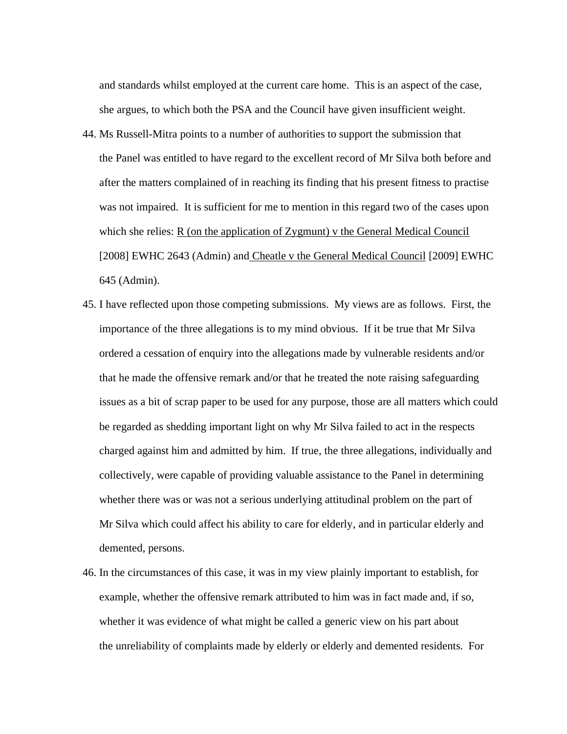and standards whilst employed at the current care home. This is an aspect of the case, she argues, to which both the PSA and the Council have given insufficient weight.

44. Ms Russell-Mitra points to a number of authorities to support the submission that the Panel was entitled to have regard to the excellent record of Mr Silva both before and after the matters complained of in reaching its finding that his present fitness to practise was not impaired. It is sufficient for me to mention in this regard two of the cases upon which she relies: R (on the application of Zygmunt) v the General Medical Council [2008] EWHC 2643 (Admin) and Cheatle v the General Medical Council [2009] EWHC 645 (Admin).

45. I have reflected upon those competing submissions. My views are as follows. First, the importance of the three allegations is to my mind obvious. If it be true that Mr Silva ordered a cessation of enquiry into the allegations made by vulnerable residents and/or that he made the offensive remark and/or that he treated the note raising safeguarding issues as a bit of scrap paper to be used for any purpose, those are all matters which could be regarded as shedding important light on why Mr Silva failed to act in the respects charged against him and admitted by him. If true, the three allegations, individually and collectively, were capable of providing valuable assistance to the Panel in determining whether there was or was not a serious underlying attitudinal problem on the part of Mr Silva which could affect his ability to care for elderly, and in particular elderly and demented, persons.

46. In the circumstances of this case, it was in my view plainly important to establish, for example, whether the offensive remark attributed to him was in fact made and, if so, whether it was evidence of what might be called a generic view on his part about the unreliability of complaints made by elderly or elderly and demented residents. For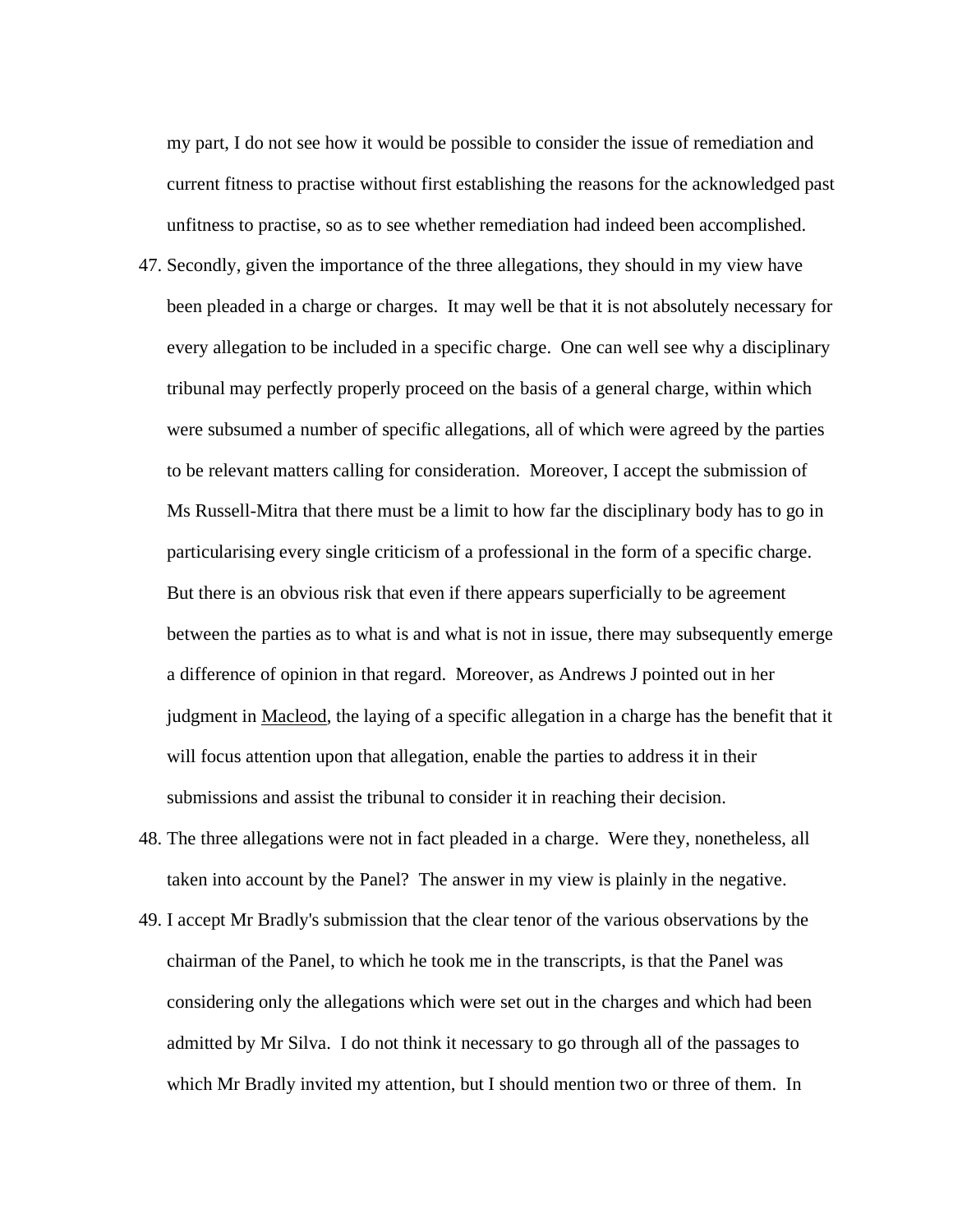my part, I do not see how it would be possible to consider the issue of remediation and current fitness to practise without first establishing the reasons for the acknowledged past unfitness to practise, so as to see whether remediation had indeed been accomplished.

47. Secondly, given the importance of the three allegations, they should in my view have been pleaded in a charge or charges. It may well be that it is not absolutely necessary for every allegation to be included in a specific charge. One can well see why a disciplinary tribunal may perfectly properly proceed on the basis of a general charge, within which were subsumed a number of specific allegations, all of which were agreed by the parties to be relevant matters calling for consideration. Moreover, I accept the submission of Ms Russell-Mitra that there must be a limit to how far the disciplinary body has to go in particularising every single criticism of a professional in the form of a specific charge. But there is an obvious risk that even if there appears superficially to be agreement between the parties as to what is and what is not in issue, there may subsequently emerge a difference of opinion in that regard. Moreover, as Andrews J pointed out in her judgment in Macleod, the laying of a specific allegation in a charge has the benefit that it will focus attention upon that allegation, enable the parties to address it in their submissions and assist the tribunal to consider it in reaching their decision.

48. The three allegations were not in fact pleaded in a charge. Were they, nonetheless, all taken into account by the Panel? The answer in my view is plainly in the negative.

49. I accept Mr Bradly's submission that the clear tenor of the various observations by the chairman of the Panel, to which he took me in the transcripts, is that the Panel was considering only the allegations which were set out in the charges and which had been admitted by Mr Silva. I do not think it necessary to go through all of the passages to which Mr Bradly invited my attention, but I should mention two or three of them. In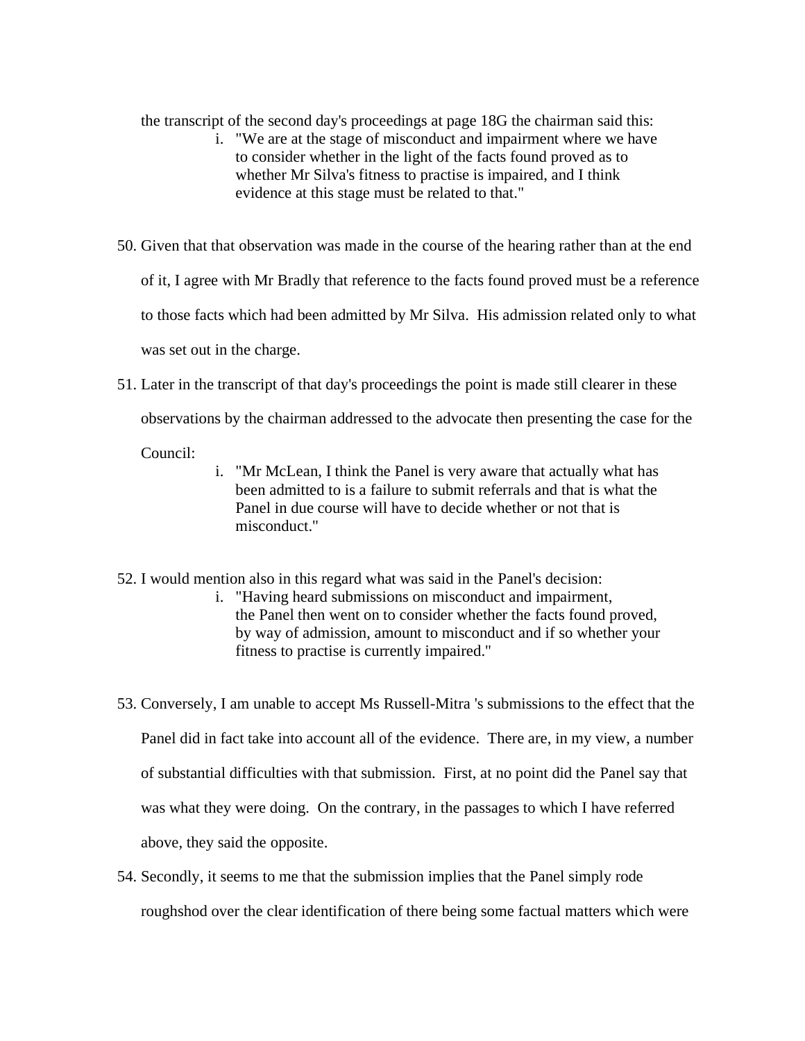the transcript of the second day's proceedings at page 18G the chairman said this:

> i. "We are at the stage of misconduct and impairment where we have to consider whether in the light of the facts found proved as to whether Mr Silva's fitness to practise is impaired, and I think evidence at this stage must be related to that."

50. Given that that observation was made in the course of the hearing rather than at the end of it, I agree with Mr Bradly that reference to the facts found proved must be a reference to those facts which had been admitted by Mr Silva. His admission related only to what was set out in the charge.

51. Later in the transcript of that day's proceedings the point is made still clearer in these observations by the chairman addressed to the advocate then presenting the case for the Council:

> i. "Mr McLean, I think the Panel is very aware that actually what has been admitted to is a failure to submit referrals and that is what the Panel in due course will have to decide whether or not that is misconduct."

52. I would mention also in this regard what was said in the Panel's decision:

> i. "Having heard submissions on misconduct and impairment, the Panel then went on to consider whether the facts found proved, by way of admission, amount to misconduct and if so whether your fitness to practise is currently impaired."

53. Conversely, I am unable to accept Ms Russell-Mitra 's submissions to the effect that the Panel did in fact take into account all of the evidence. There are, in my view, a number of substantial difficulties with that submission. First, at no point did the Panel say that was what they were doing. On the contrary, in the passages to which I have referred above, they said the opposite.

54. Secondly, it seems to me that the submission implies that the Panel simply rode roughshod over the clear identification of there being some factual matters which were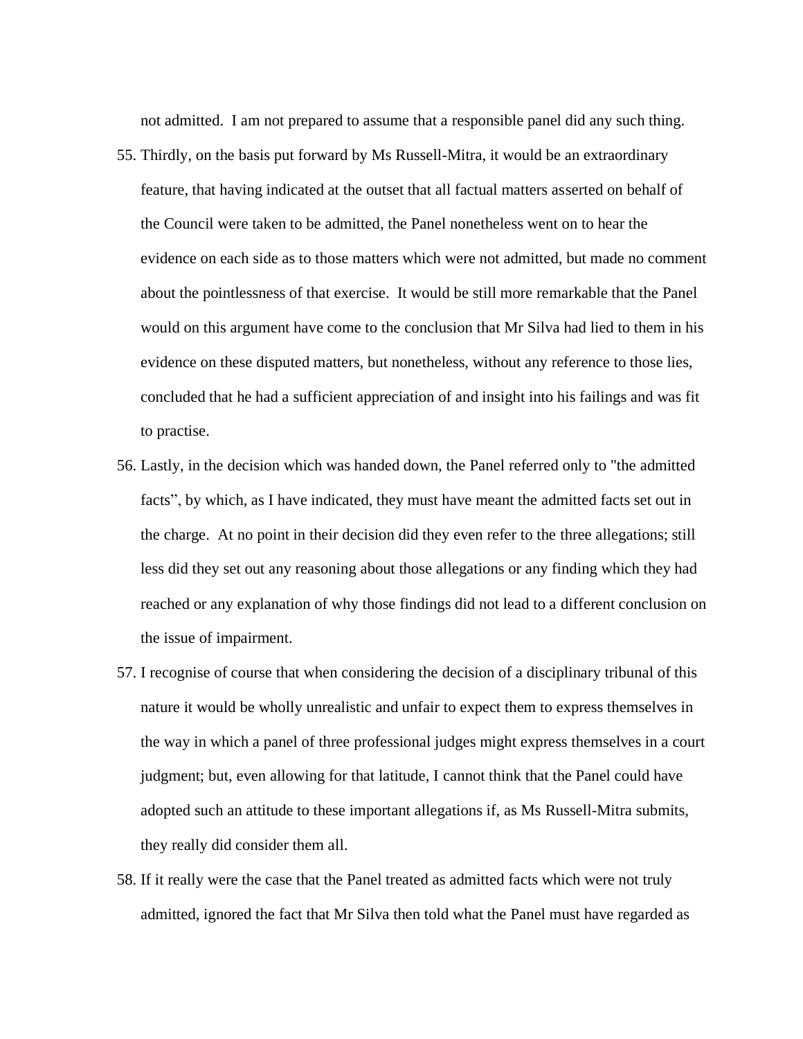not admitted. I am not prepared to assume that a responsible panel did any such thing.

55. Thirdly, on the basis put forward by Ms Russell-Mitra, it would be an extraordinary feature, that having indicated at the outset that all factual matters asserted on behalf of the Council were taken to be admitted, the Panel nonetheless went on to hear the evidence on each side as to those matters which were not admitted, but made no comment about the pointlessness of that exercise. It would be still more remarkable that the Panel would on this argument have come to the conclusion that Mr Silva had lied to them in his evidence on these disputed matters, but nonetheless, without any reference to those lies, concluded that he had a sufficient appreciation of and insight into his failings and was fit to practise.

56. Lastly, in the decision which was handed down, the Panel referred only to "the admitted facts", by which, as I have indicated, they must have meant the admitted facts set out in the charge. At no point in their decision did they even refer to the three allegations; still less did they set out any reasoning about those allegations or any finding which they had reached or any explanation of why those findings did not lead to a different conclusion on the issue of impairment.

57. I recognise of course that when considering the decision of a disciplinary tribunal of this nature it would be wholly unrealistic and unfair to expect them to express themselves in the way in which a panel of three professional judges might express themselves in a court judgment; but, even allowing for that latitude, I cannot think that the Panel could have adopted such an attitude to these important allegations if, as Ms Russell-Mitra submits, they really did consider them all.

58. If it really were the case that the Panel treated as admitted facts which were not truly admitted, ignored the fact that Mr Silva then told what the Panel must have regarded as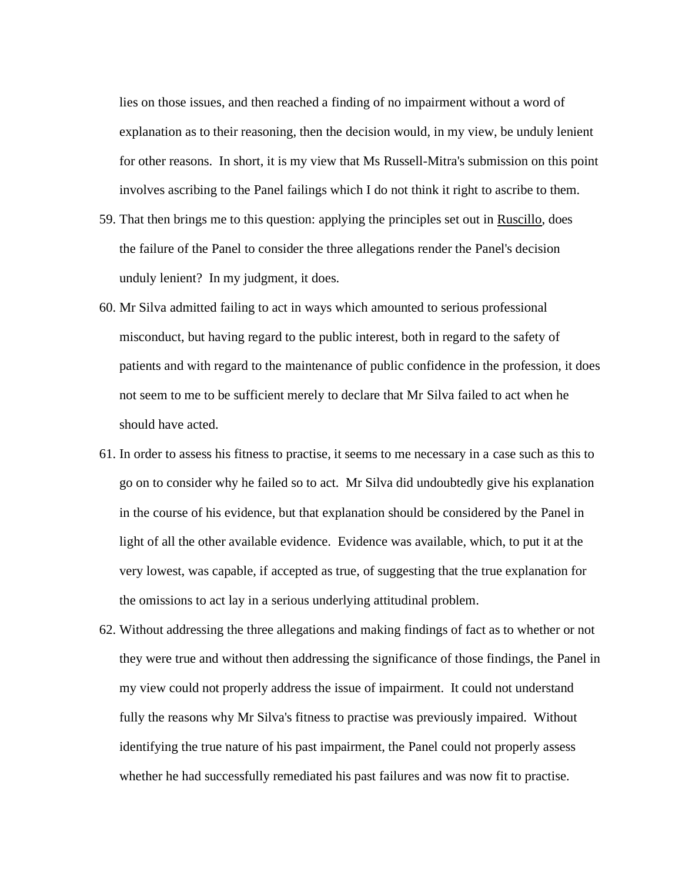lies on those issues, and then reached a finding of no impairment without a word of explanation as to their reasoning, then the decision would, in my view, be unduly lenient for other reasons. In short, it is my view that Ms Russell-Mitra's submission on this point involves ascribing to the Panel failings which I do not think it right to ascribe to them.

59. That then brings me to this question: applying the principles set out in Ruscillo, does the failure of the Panel to consider the three allegations render the Panel's decision unduly lenient? In my judgment, it does.

60. Mr Silva admitted failing to act in ways which amounted to serious professional misconduct, but having regard to the public interest, both in regard to the safety of patients and with regard to the maintenance of public confidence in the profession, it does not seem to me to be sufficient merely to declare that Mr Silva failed to act when he should have acted.

61. In order to assess his fitness to practise, it seems to me necessary in a case such as this to go on to consider why he failed so to act. Mr Silva did undoubtedly give his explanation in the course of his evidence, but that explanation should be considered by the Panel in light of all the other available evidence. Evidence was available, which, to put it at the very lowest, was capable, if accepted as true, of suggesting that the true explanation for the omissions to act lay in a serious underlying attitudinal problem.

62. Without addressing the three allegations and making findings of fact as to whether or not they were true and without then addressing the significance of those findings, the Panel in my view could not properly address the issue of impairment. It could not understand fully the reasons why Mr Silva's fitness to practise was previously impaired. Without identifying the true nature of his past impairment, the Panel could not properly assess whether he had successfully remediated his past failures and was now fit to practise.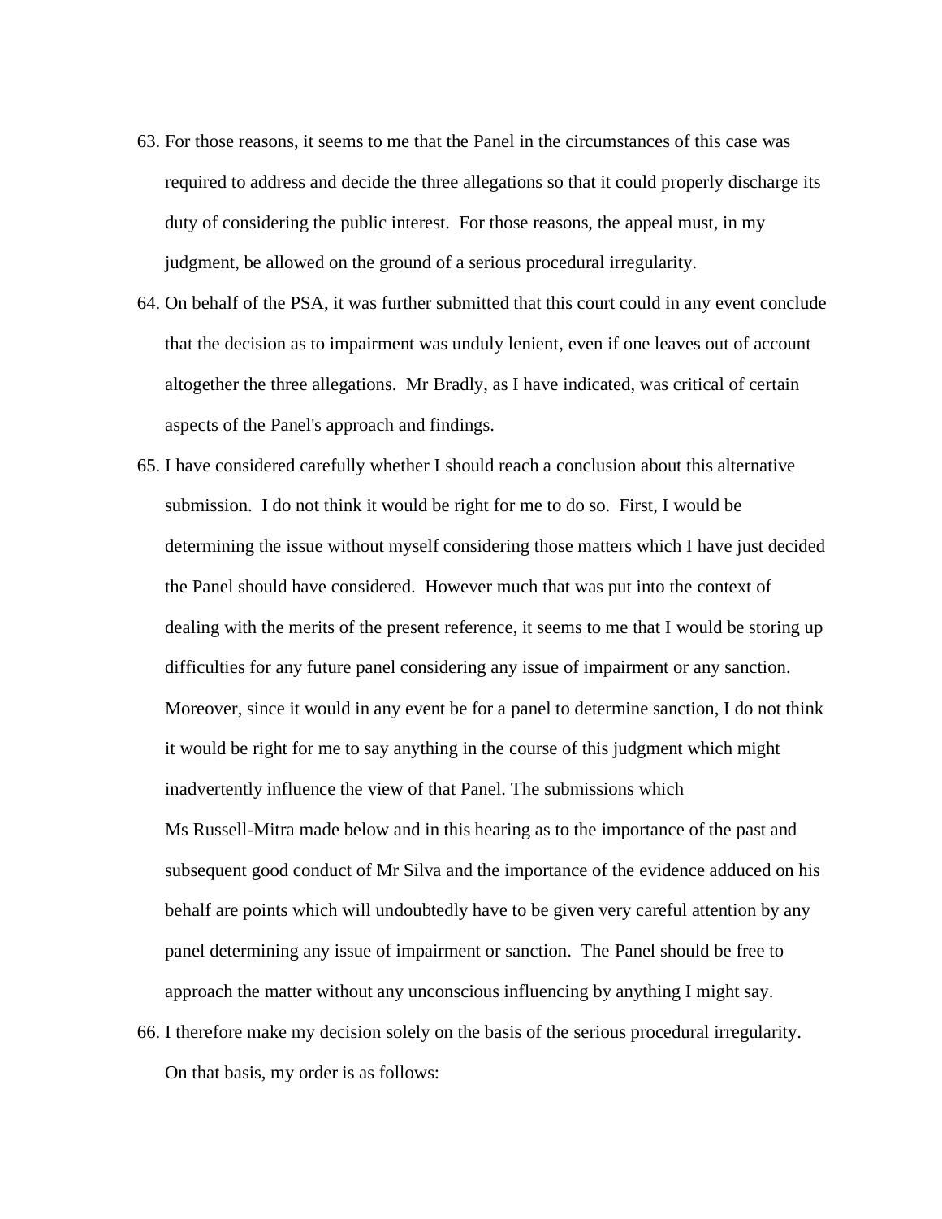63. For those reasons, it seems to me that the Panel in the circumstances of this case was required to address and decide the three allegations so that it could properly discharge its duty of considering the public interest. For those reasons, the appeal must, in my judgment, be allowed on the ground of a serious procedural irregularity.

64. On behalf of the PSA, it was further submitted that this court could in any event conclude that the decision as to impairment was unduly lenient, even if one leaves out of account altogether the three allegations. Mr Bradly, as I have indicated, was critical of certain aspects of the Panel's approach and findings.

65. I have considered carefully whether I should reach a conclusion about this alternative submission. I do not think it would be right for me to do so. First, I would be determining the issue without myself considering those matters which I have just decided the Panel should have considered. However much that was put into the context of dealing with the merits of the present reference, it seems to me that I would be storing up difficulties for any future panel considering any issue of impairment or any sanction. Moreover, since it would in any event be for a panel to determine sanction, I do not think it would be right for me to say anything in the course of this judgment which might inadvertently influence the view of that Panel. The submissions which Ms Russell-Mitra made below and in this hearing as to the importance of the past and subsequent good conduct of Mr Silva and the importance of the evidence adduced on his behalf are points which will undoubtedly have to be given very careful attention by any panel determining any issue of impairment or sanction. The Panel should be free to approach the matter without any unconscious influencing by anything I might say.

66. I therefore make my decision solely on the basis of the serious procedural irregularity. On that basis, my order is as follows: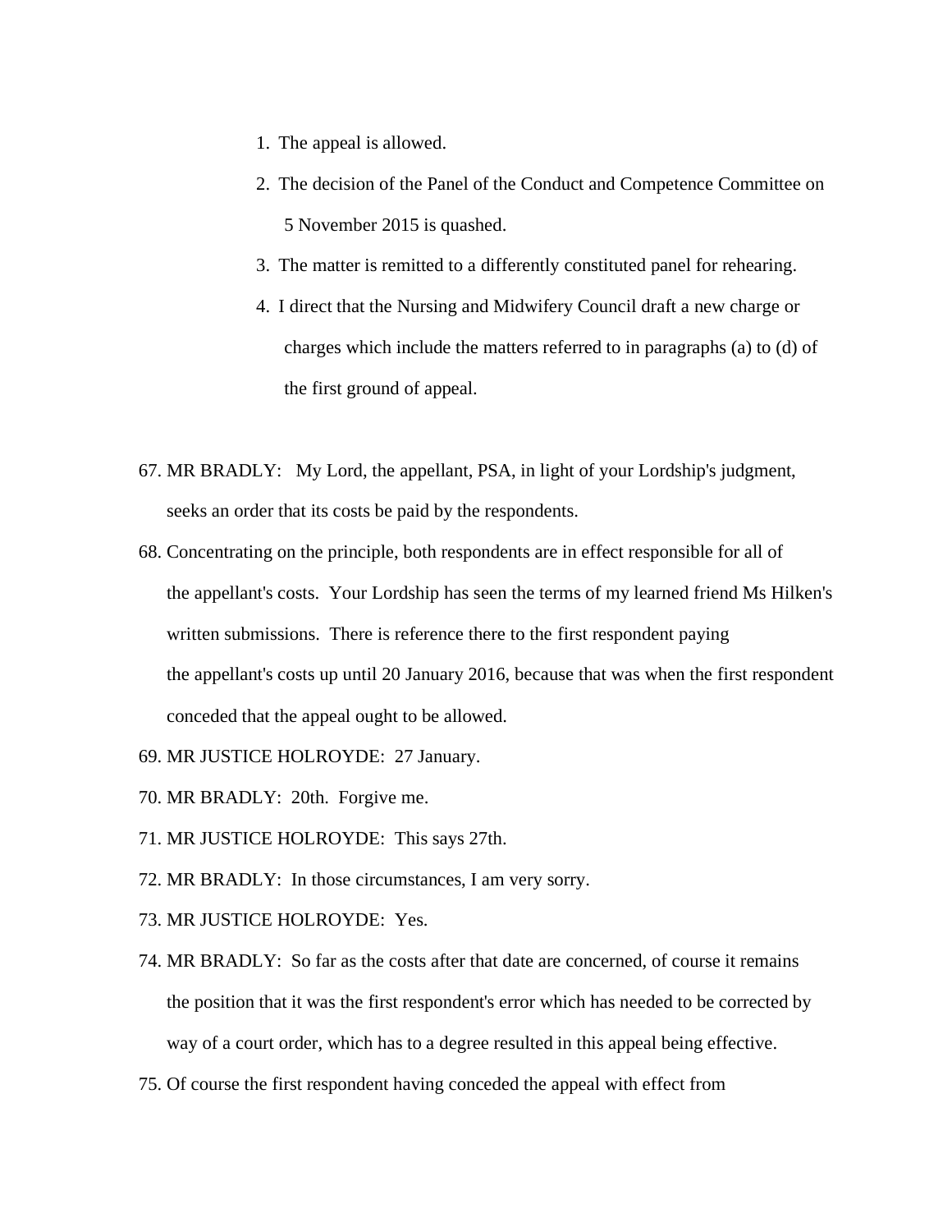1. The appeal is allowed.
2. The decision of the Panel of the Conduct and Competence Committee on 5 November 2015 is quashed.
3. The matter is remitted to a differently constituted panel for rehearing.
4. I direct that the Nursing and Midwifery Council draft a new charge or charges which include the matters referred to in paragraphs (a) to (d) of the first ground of appeal.

67. MR BRADLY: My Lord, the appellant, PSA, in light of your Lordship's judgment, seeks an order that its costs be paid by the respondents.
68. Concentrating on the principle, both respondents are in effect responsible for all of the appellant's costs. Your Lordship has seen the terms of my learned friend Ms Hilken's written submissions. There is reference there to the first respondent paying the appellant's costs up until 20 January 2016, because that was when the first respondent conceded that the appeal ought to be allowed.
69. MR JUSTICE HOLROYDE: 27 January.
70. MR BRADLY: 20th. Forgive me.
71. MR JUSTICE HOLROYDE: This says 27th.
72. MR BRADLY: In those circumstances, I am very sorry.
73. MR JUSTICE HOLROYDE: Yes.
74. MR BRADLY: So far as the costs after that date are concerned, of course it remains the position that it was the first respondent's error which has needed to be corrected by way of a court order, which has to a degree resulted in this appeal being effective.
75. Of course the first respondent having conceded the appeal with effect from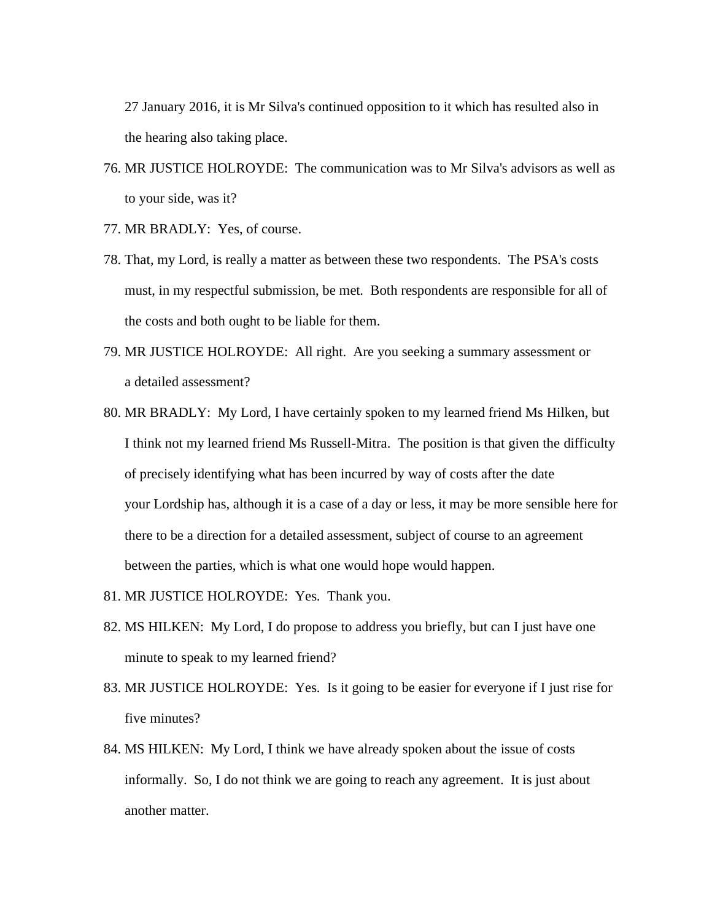27 January 2016, it is Mr Silva's continued opposition to it which has resulted also in the hearing also taking place.

76. MR JUSTICE HOLROYDE: The communication was to Mr Silva's advisors as well as to your side, was it?
77. MR BRADLY: Yes, of course.
78. That, my Lord, is really a matter as between these two respondents. The PSA's costs must, in my respectful submission, be met. Both respondents are responsible for all of the costs and both ought to be liable for them.
79. MR JUSTICE HOLROYDE: All right. Are you seeking a summary assessment or a detailed assessment?
80. MR BRADLY: My Lord, I have certainly spoken to my learned friend Ms Hilken, but I think not my learned friend Ms Russell-Mitra. The position is that given the difficulty of precisely identifying what has been incurred by way of costs after the date your Lordship has, although it is a case of a day or less, it may be more sensible here for there to be a direction for a detailed assessment, subject of course to an agreement between the parties, which is what one would hope would happen.
81. MR JUSTICE HOLROYDE: Yes. Thank you.
82. MS HILKEN: My Lord, I do propose to address you briefly, but can I just have one minute to speak to my learned friend?
83. MR JUSTICE HOLROYDE: Yes. Is it going to be easier for everyone if I just rise for five minutes?
84. MS HILKEN: My Lord, I think we have already spoken about the issue of costs informally. So, I do not think we are going to reach any agreement. It is just about another matter.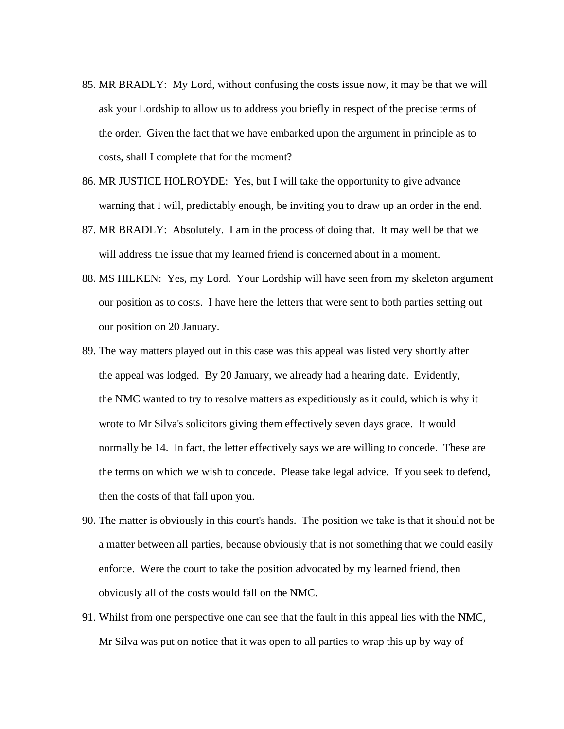85. MR BRADLY: My Lord, without confusing the costs issue now, it may be that we will ask your Lordship to allow us to address you briefly in respect of the precise terms of the order. Given the fact that we have embarked upon the argument in principle as to costs, shall I complete that for the moment?

86. MR JUSTICE HOLROYDE: Yes, but I will take the opportunity to give advance warning that I will, predictably enough, be inviting you to draw up an order in the end.

87. MR BRADLY: Absolutely. I am in the process of doing that. It may well be that we will address the issue that my learned friend is concerned about in a moment.

88. MS HILKEN: Yes, my Lord. Your Lordship will have seen from my skeleton argument our position as to costs. I have here the letters that were sent to both parties setting out our position on 20 January.

89. The way matters played out in this case was this appeal was listed very shortly after the appeal was lodged. By 20 January, we already had a hearing date. Evidently, the NMC wanted to try to resolve matters as expeditiously as it could, which is why it wrote to Mr Silva's solicitors giving them effectively seven days grace. It would normally be 14. In fact, the letter effectively says we are willing to concede. These are the terms on which we wish to concede. Please take legal advice. If you seek to defend, then the costs of that fall upon you.

90. The matter is obviously in this court's hands. The position we take is that it should not be a matter between all parties, because obviously that is not something that we could easily enforce. Were the court to take the position advocated by my learned friend, then obviously all of the costs would fall on the NMC.

91. Whilst from one perspective one can see that the fault in this appeal lies with the NMC, Mr Silva was put on notice that it was open to all parties to wrap this up by way of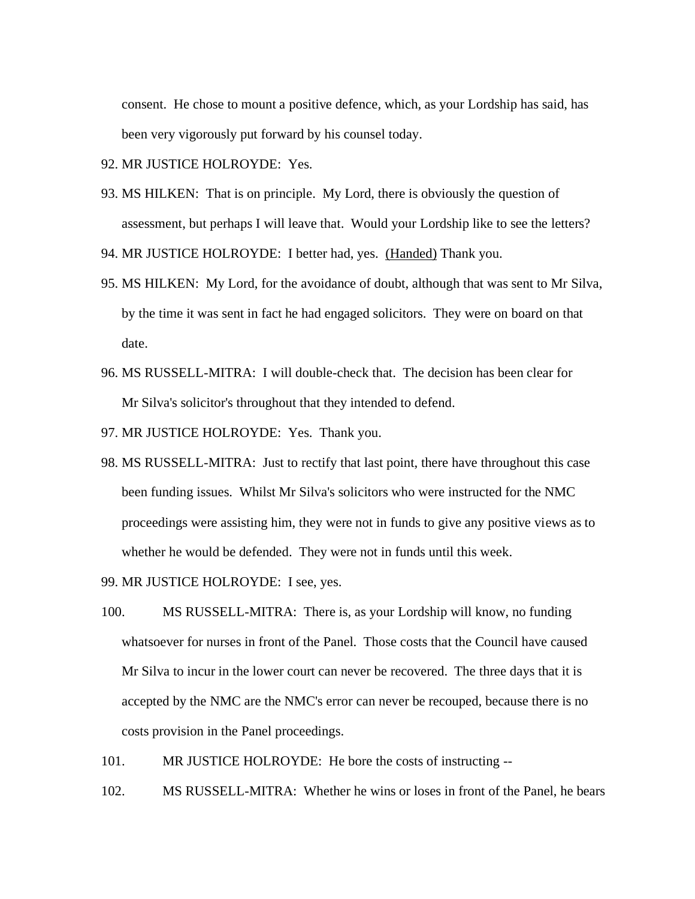consent. He chose to mount a positive defence, which, as your Lordship has said, has been very vigorously put forward by his counsel today.

92. MR JUSTICE HOLROYDE: Yes.

93. MS HILKEN: That is on principle. My Lord, there is obviously the question of assessment, but perhaps I will leave that. Would your Lordship like to see the letters?

94. MR JUSTICE HOLROYDE: I better had, yes. (Handed) Thank you.

95. MS HILKEN: My Lord, for the avoidance of doubt, although that was sent to Mr Silva, by the time it was sent in fact he had engaged solicitors. They were on board on that date.

96. MS RUSSELL-MITRA: I will double-check that. The decision has been clear for Mr Silva's solicitor's throughout that they intended to defend.

97. MR JUSTICE HOLROYDE: Yes. Thank you.

98. MS RUSSELL-MITRA: Just to rectify that last point, there have throughout this case been funding issues. Whilst Mr Silva's solicitors who were instructed for the NMC proceedings were assisting him, they were not in funds to give any positive views as to whether he would be defended. They were not in funds until this week.

99. MR JUSTICE HOLROYDE: I see, yes.

100. MS RUSSELL-MITRA: There is, as your Lordship will know, no funding whatsoever for nurses in front of the Panel. Those costs that the Council have caused Mr Silva to incur in the lower court can never be recovered. The three days that it is accepted by the NMC are the NMC's error can never be recouped, because there is no costs provision in the Panel proceedings.

101. MR JUSTICE HOLROYDE: He bore the costs of instructing --

102. MS RUSSELL-MITRA: Whether he wins or loses in front of the Panel, he bears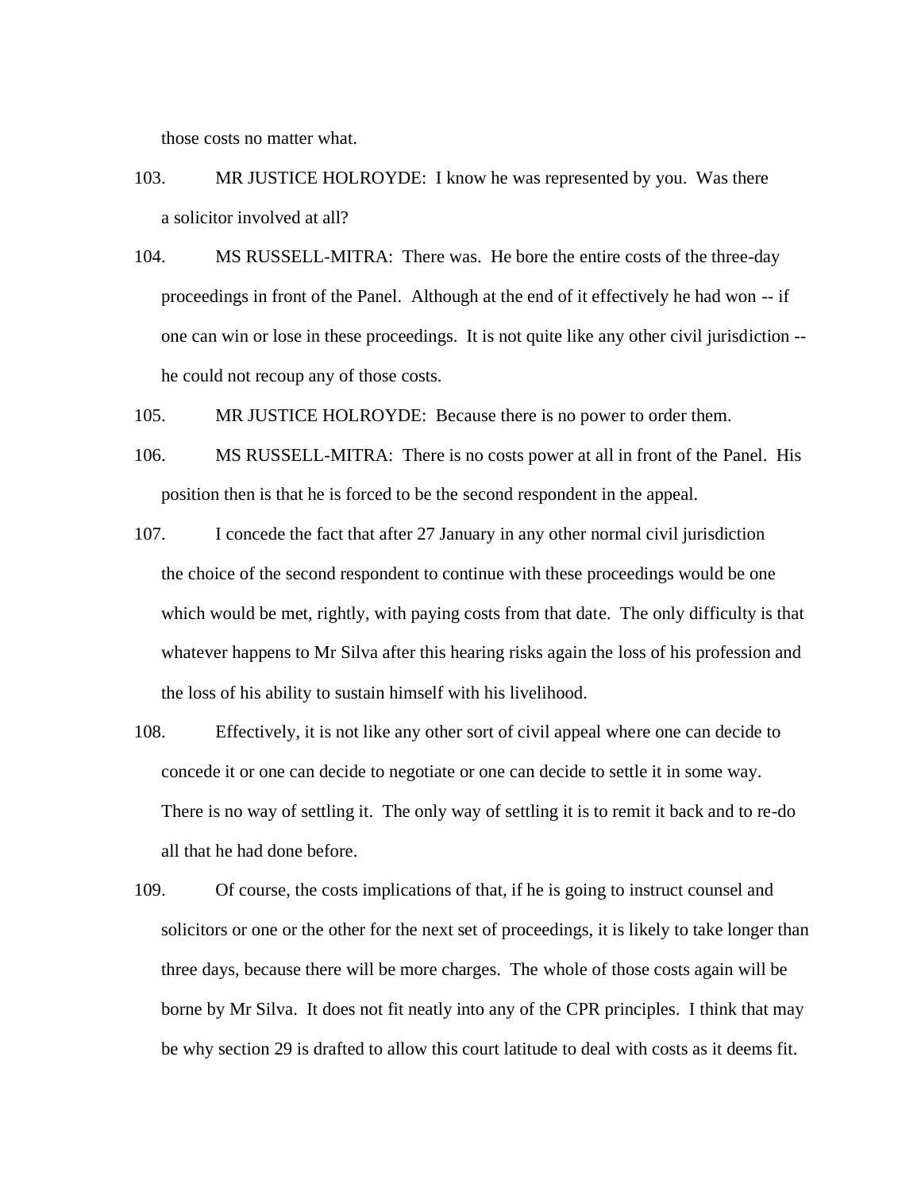those costs no matter what.

103. MR JUSTICE HOLROYDE: I know he was represented by you. Was there a solicitor involved at all?

104. MS RUSSELL-MITRA: There was. He bore the entire costs of the three-day proceedings in front of the Panel. Although at the end of it effectively he had won -- if one can win or lose in these proceedings. It is not quite like any other civil jurisdiction -- he could not recoup any of those costs.

105. MR JUSTICE HOLROYDE: Because there is no power to order them.

106. MS RUSSELL-MITRA: There is no costs power at all in front of the Panel. His position then is that he is forced to be the second respondent in the appeal.

107. I concede the fact that after 27 January in any other normal civil jurisdiction the choice of the second respondent to continue with these proceedings would be one which would be met, rightly, with paying costs from that date. The only difficulty is that whatever happens to Mr Silva after this hearing risks again the loss of his profession and the loss of his ability to sustain himself with his livelihood.

108. Effectively, it is not like any other sort of civil appeal where one can decide to concede it or one can decide to negotiate or one can decide to settle it in some way. There is no way of settling it. The only way of settling it is to remit it back and to re-do all that he had done before.

109. Of course, the costs implications of that, if he is going to instruct counsel and solicitors or one or the other for the next set of proceedings, it is likely to take longer than three days, because there will be more charges. The whole of those costs again will be borne by Mr Silva. It does not fit neatly into any of the CPR principles. I think that may be why section 29 is drafted to allow this court latitude to deal with costs as it deems fit.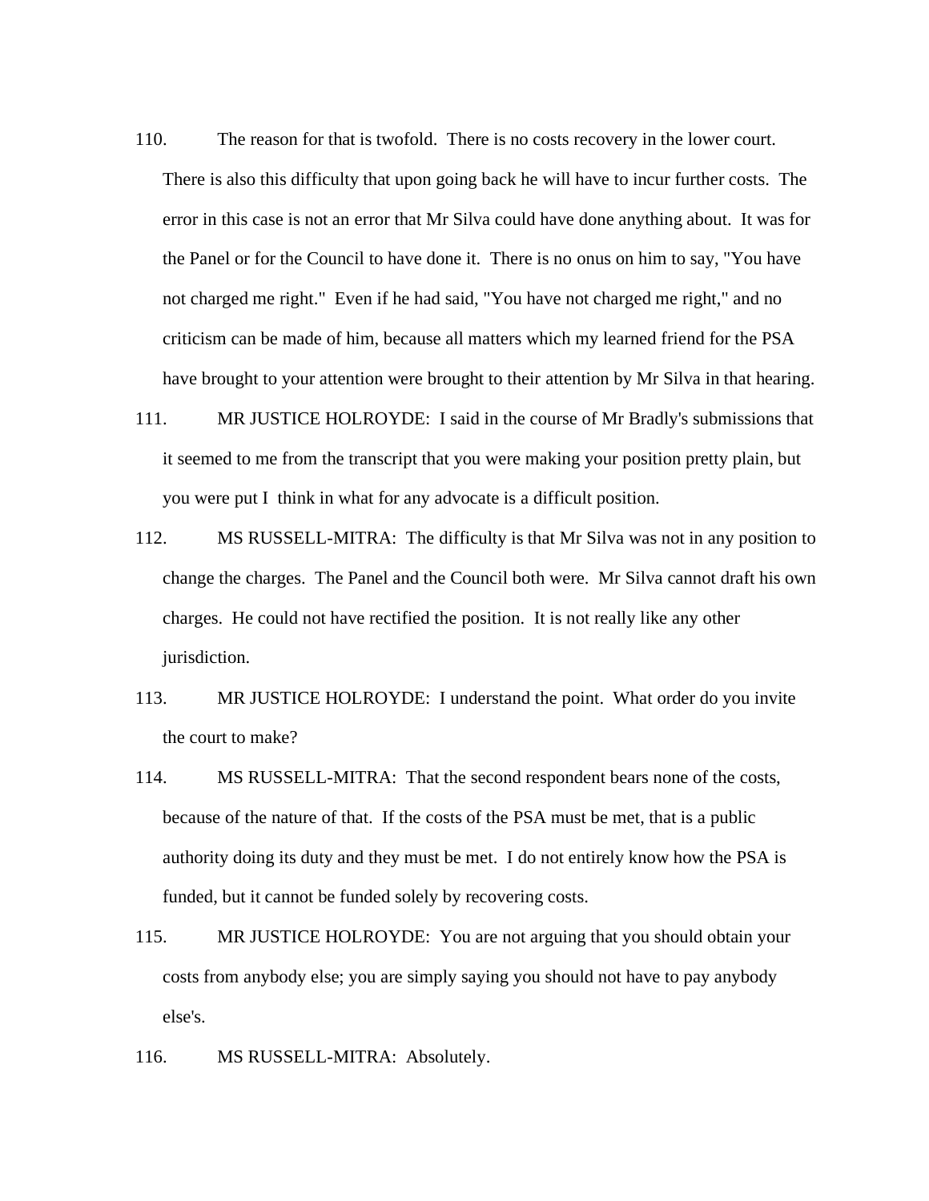110. The reason for that is twofold. There is no costs recovery in the lower court. There is also this difficulty that upon going back he will have to incur further costs. The error in this case is not an error that Mr Silva could have done anything about. It was for the Panel or for the Council to have done it. There is no onus on him to say, "You have not charged me right." Even if he had said, "You have not charged me right," and no criticism can be made of him, because all matters which my learned friend for the PSA have brought to your attention were brought to their attention by Mr Silva in that hearing.

111. MR JUSTICE HOLROYDE: I said in the course of Mr Bradly's submissions that it seemed to me from the transcript that you were making your position pretty plain, but you were put I think in what for any advocate is a difficult position.

112. MS RUSSELL-MITRA: The difficulty is that Mr Silva was not in any position to change the charges. The Panel and the Council both were. Mr Silva cannot draft his own charges. He could not have rectified the position. It is not really like any other jurisdiction.

113. MR JUSTICE HOLROYDE: I understand the point. What order do you invite the court to make?

114. MS RUSSELL-MITRA: That the second respondent bears none of the costs, because of the nature of that. If the costs of the PSA must be met, that is a public authority doing its duty and they must be met. I do not entirely know how the PSA is funded, but it cannot be funded solely by recovering costs.

115. MR JUSTICE HOLROYDE: You are not arguing that you should obtain your costs from anybody else; you are simply saying you should not have to pay anybody else's.

116. MS RUSSELL-MITRA: Absolutely.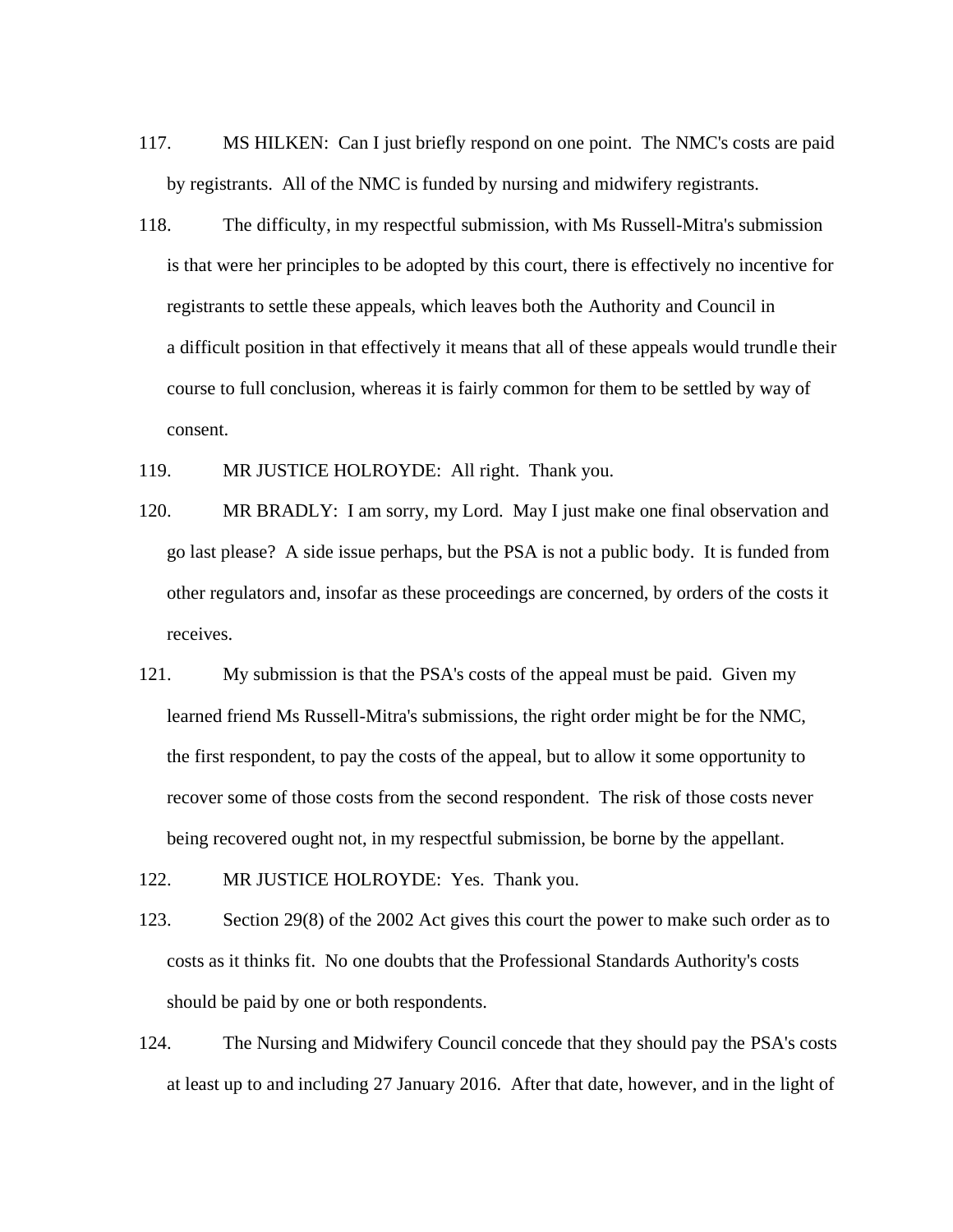117. MS HILKEN: Can I just briefly respond on one point. The NMC's costs are paid by registrants. All of the NMC is funded by nursing and midwifery registrants.

118. The difficulty, in my respectful submission, with Ms Russell-Mitra's submission is that were her principles to be adopted by this court, there is effectively no incentive for registrants to settle these appeals, which leaves both the Authority and Council in a difficult position in that effectively it means that all of these appeals would trundle their course to full conclusion, whereas it is fairly common for them to be settled by way of consent.

119. MR JUSTICE HOLROYDE: All right. Thank you.

120. MR BRADLY: I am sorry, my Lord. May I just make one final observation and go last please? A side issue perhaps, but the PSA is not a public body. It is funded from other regulators and, insofar as these proceedings are concerned, by orders of the costs it receives.

121. My submission is that the PSA's costs of the appeal must be paid. Given my learned friend Ms Russell-Mitra's submissions, the right order might be for the NMC, the first respondent, to pay the costs of the appeal, but to allow it some opportunity to recover some of those costs from the second respondent. The risk of those costs never being recovered ought not, in my respectful submission, be borne by the appellant.

122. MR JUSTICE HOLROYDE: Yes. Thank you.

123. Section 29(8) of the 2002 Act gives this court the power to make such order as to costs as it thinks fit. No one doubts that the Professional Standards Authority's costs should be paid by one or both respondents.

124. The Nursing and Midwifery Council concede that they should pay the PSA's costs at least up to and including 27 January 2016. After that date, however, and in the light of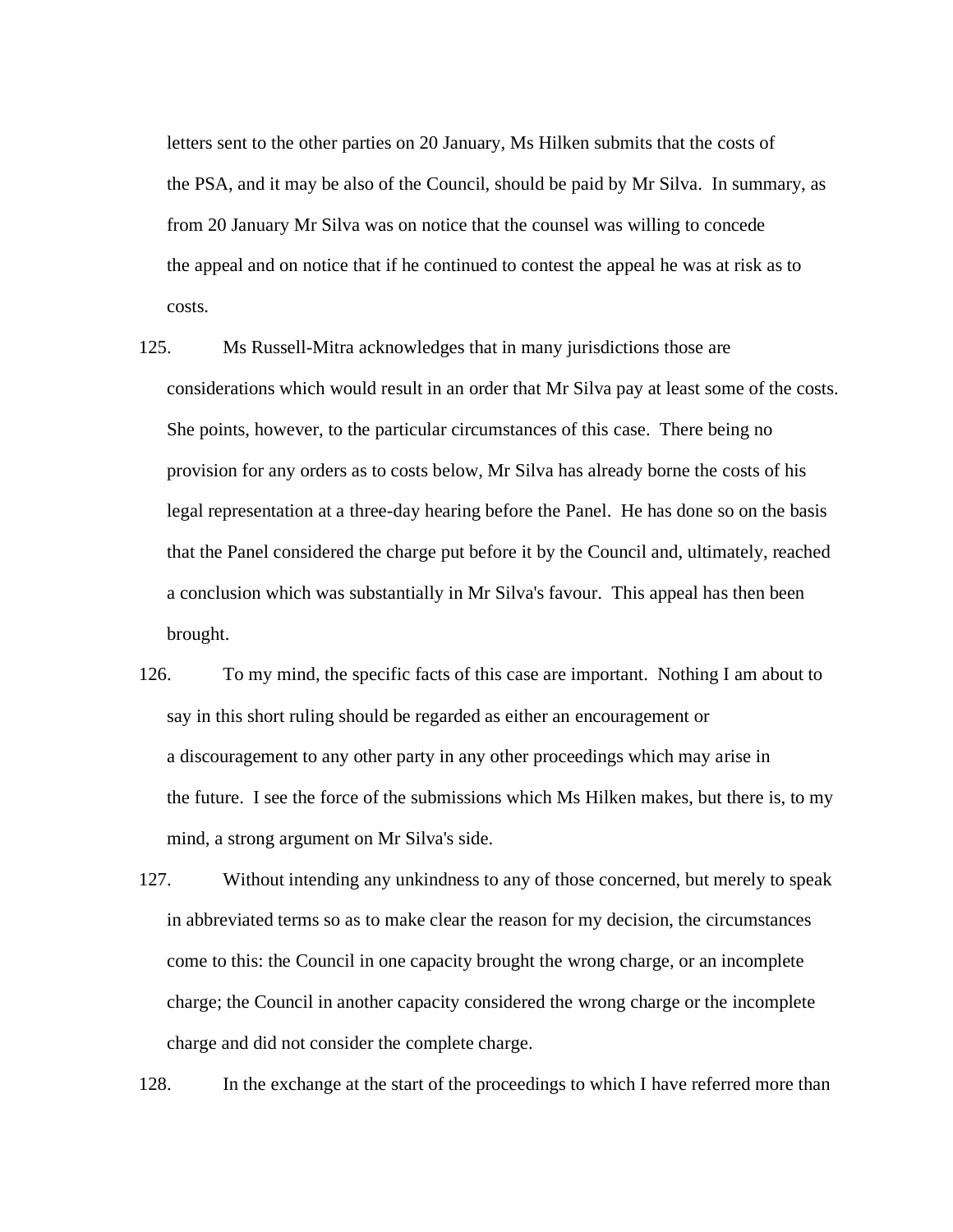letters sent to the other parties on 20 January, Ms Hilken submits that the costs of the PSA, and it may be also of the Council, should be paid by Mr Silva. In summary, as from 20 January Mr Silva was on notice that the counsel was willing to concede the appeal and on notice that if he continued to contest the appeal he was at risk as to costs.

125. Ms Russell-Mitra acknowledges that in many jurisdictions those are considerations which would result in an order that Mr Silva pay at least some of the costs. She points, however, to the particular circumstances of this case. There being no provision for any orders as to costs below, Mr Silva has already borne the costs of his legal representation at a three-day hearing before the Panel. He has done so on the basis that the Panel considered the charge put before it by the Council and, ultimately, reached a conclusion which was substantially in Mr Silva's favour. This appeal has then been brought.

126. To my mind, the specific facts of this case are important. Nothing I am about to say in this short ruling should be regarded as either an encouragement or a discouragement to any other party in any other proceedings which may arise in the future. I see the force of the submissions which Ms Hilken makes, but there is, to my mind, a strong argument on Mr Silva's side.

127. Without intending any unkindness to any of those concerned, but merely to speak in abbreviated terms so as to make clear the reason for my decision, the circumstances come to this: the Council in one capacity brought the wrong charge, or an incomplete charge; the Council in another capacity considered the wrong charge or the incomplete charge and did not consider the complete charge.

128. In the exchange at the start of the proceedings to which I have referred more than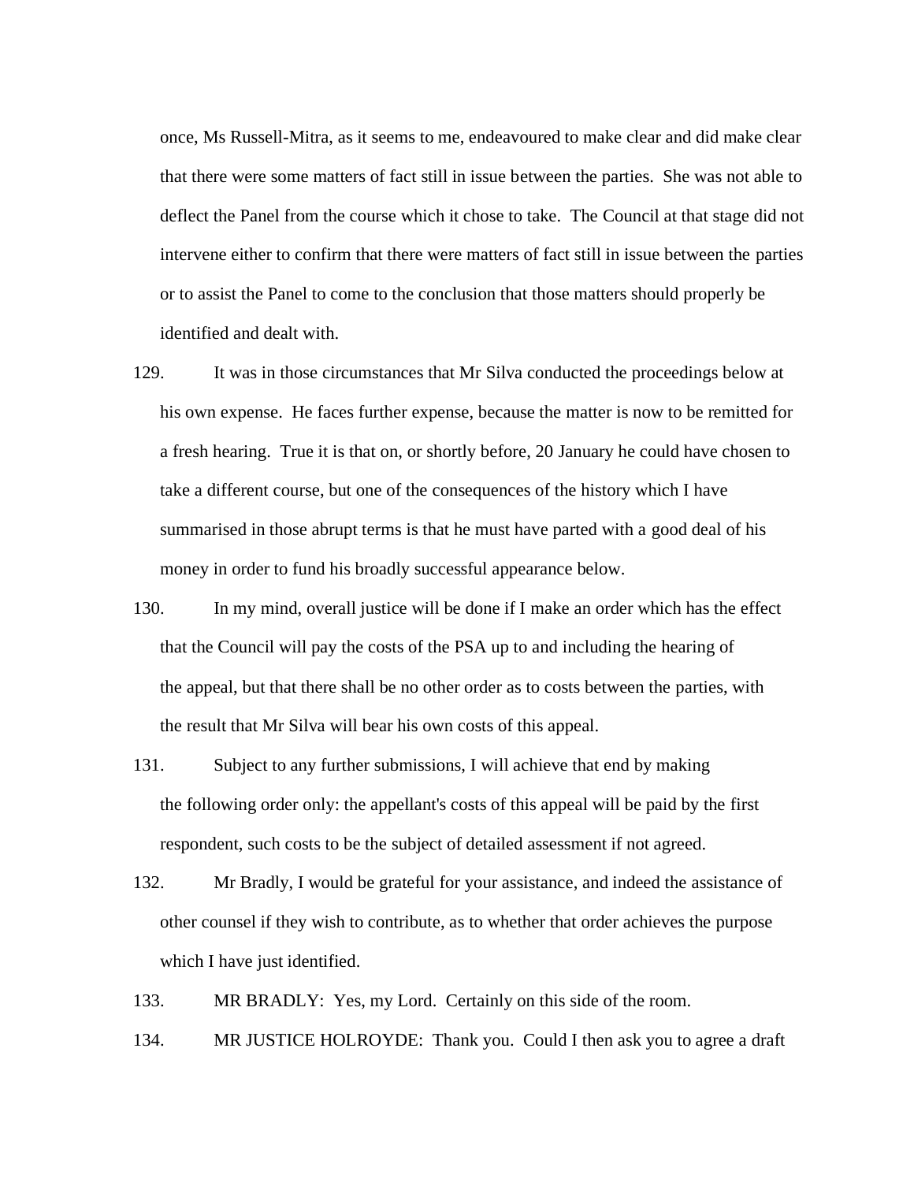once, Ms Russell-Mitra, as it seems to me, endeavoured to make clear and did make clear that there were some matters of fact still in issue between the parties. She was not able to deflect the Panel from the course which it chose to take. The Council at that stage did not intervene either to confirm that there were matters of fact still in issue between the parties or to assist the Panel to come to the conclusion that those matters should properly be identified and dealt with.

129. It was in those circumstances that Mr Silva conducted the proceedings below at his own expense. He faces further expense, because the matter is now to be remitted for a fresh hearing. True it is that on, or shortly before, 20 January he could have chosen to take a different course, but one of the consequences of the history which I have summarised in those abrupt terms is that he must have parted with a good deal of his money in order to fund his broadly successful appearance below.

130. In my mind, overall justice will be done if I make an order which has the effect that the Council will pay the costs of the PSA up to and including the hearing of the appeal, but that there shall be no other order as to costs between the parties, with the result that Mr Silva will bear his own costs of this appeal.

131. Subject to any further submissions, I will achieve that end by making the following order only: the appellant's costs of this appeal will be paid by the first respondent, such costs to be the subject of detailed assessment if not agreed.

132. Mr Bradly, I would be grateful for your assistance, and indeed the assistance of other counsel if they wish to contribute, as to whether that order achieves the purpose which I have just identified.

133. MR BRADLY: Yes, my Lord. Certainly on this side of the room.

134. MR JUSTICE HOLROYDE: Thank you. Could I then ask you to agree a draft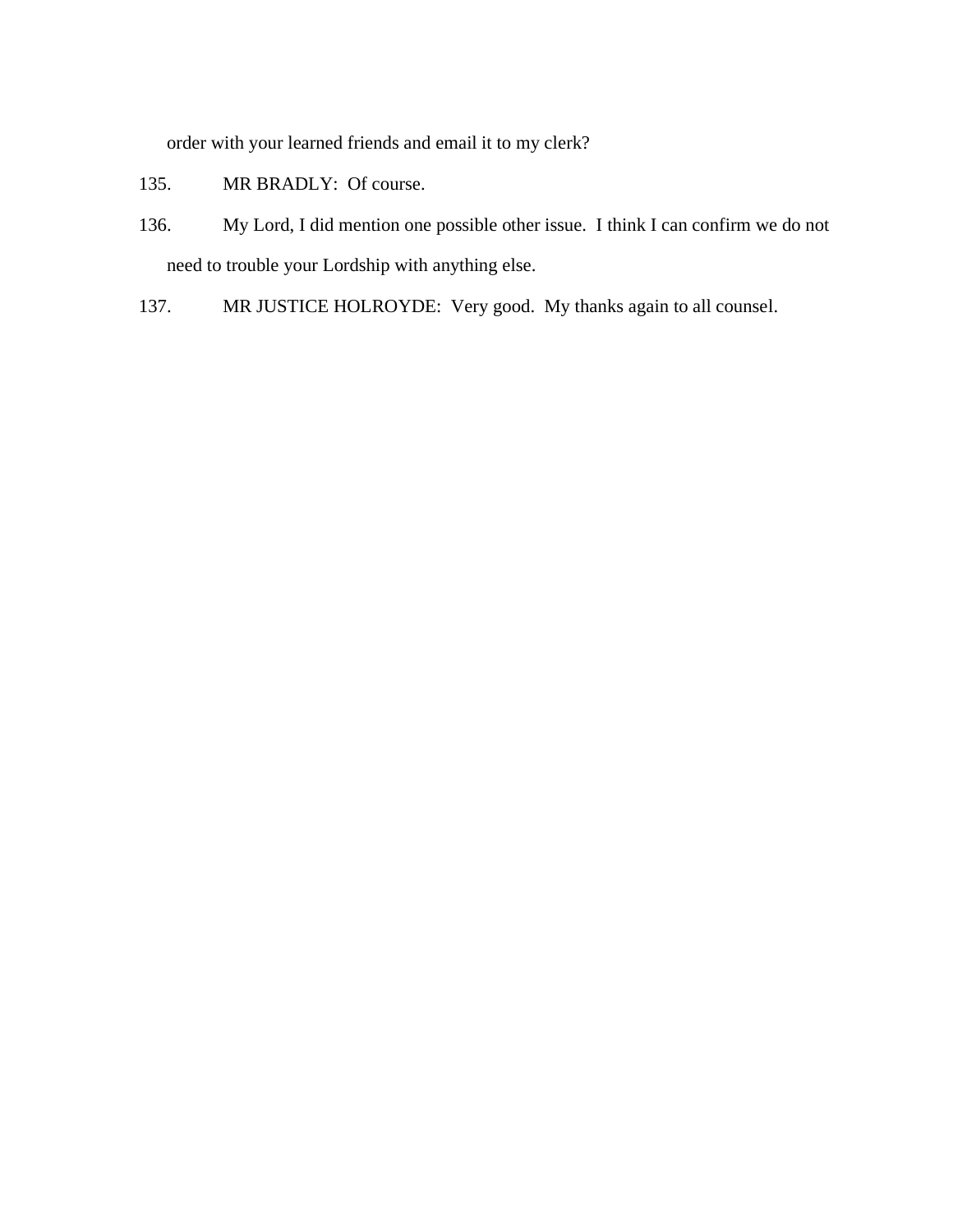order with your learned friends and email it to my clerk?

135. MR BRADLY: Of course.

136. My Lord, I did mention one possible other issue. I think I can confirm we do not need to trouble your Lordship with anything else.

137. MR JUSTICE HOLROYDE: Very good. My thanks again to all counsel.